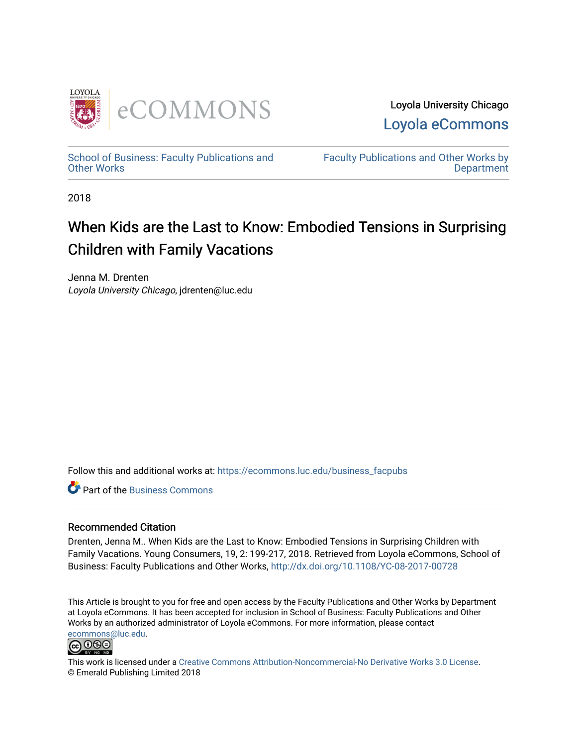Loyola University Chicago

Loyola eCommons

School of Business: Faculty Publications and Other Works

Faculty Publications and Other Works by Department

2018

# When Kids are the Last to Know: Embodied Tensions in Surprising Children with Family Vacations

Jenna M. Drenten
*Loyola University Chicago*, jdrenten@luc.edu

Follow this and additional works at: https://ecommons.luc.edu/business_facpubs

Part of the Business Commons

## Recommended Citation

Drenten, Jenna M.. When Kids are the Last to Know: Embodied Tensions in Surprising Children with Family Vacations. Young Consumers, 19, 2: 199-217, 2018. Retrieved from Loyola eCommons, School of Business: Faculty Publications and Other Works, http://dx.doi.org/10.1108/YC-08-2017-00728

This Article is brought to you for free and open access by the Faculty Publications and Other Works by Department at Loyola eCommons. It has been accepted for inclusion in School of Business: Faculty Publications and Other Works by an authorized administrator of Loyola eCommons. For more information, please contact ecommons@luc.edu.

This work is licensed under a Creative Commons Attribution-Noncommercial-No Derivative Works 3.0 License.
© Emerald Publishing Limited 2018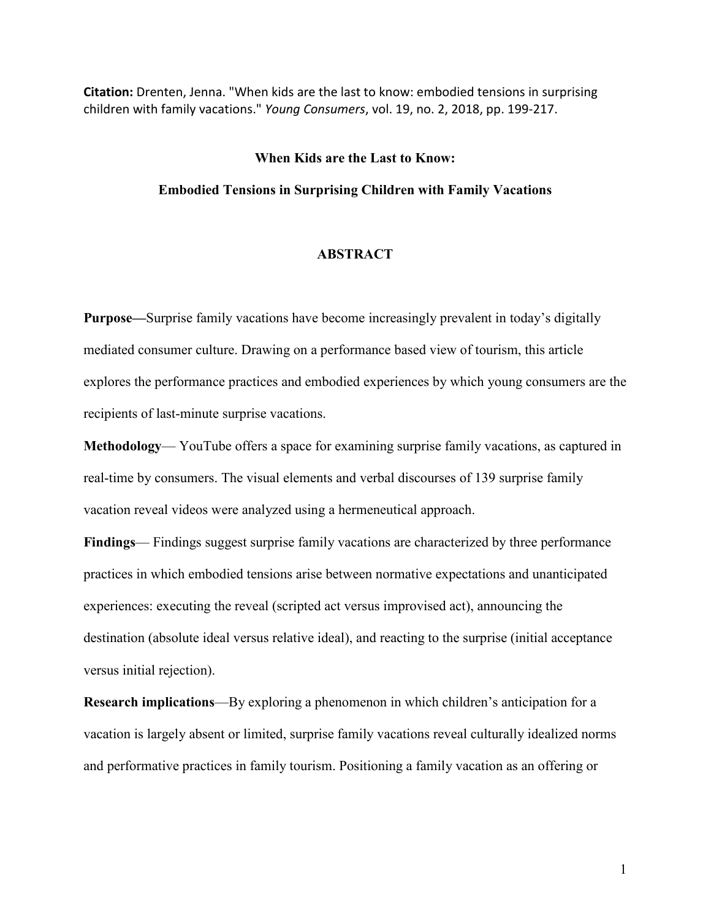**Citation:** Drenten, Jenna. "When kids are the last to know: embodied tensions in surprising children with family vacations." *Young Consumers*, vol. 19, no. 2, 2018, pp. 199-217.

# When Kids are the Last to Know:

# Embodied Tensions in Surprising Children with Family Vacations

## ABSTRACT

**Purpose—**Surprise family vacations have become increasingly prevalent in today's digitally mediated consumer culture. Drawing on a performance based view of tourism, this article explores the performance practices and embodied experiences by which young consumers are the recipients of last-minute surprise vacations.

**Methodology**— YouTube offers a space for examining surprise family vacations, as captured in real-time by consumers. The visual elements and verbal discourses of 139 surprise family vacation reveal videos were analyzed using a hermeneutical approach.

**Findings**— Findings suggest surprise family vacations are characterized by three performance practices in which embodied tensions arise between normative expectations and unanticipated experiences: executing the reveal (scripted act versus improvised act), announcing the destination (absolute ideal versus relative ideal), and reacting to the surprise (initial acceptance versus initial rejection).

**Research implications**—By exploring a phenomenon in which children's anticipation for a vacation is largely absent or limited, surprise family vacations reveal culturally idealized norms and performative practices in family tourism. Positioning a family vacation as an offering or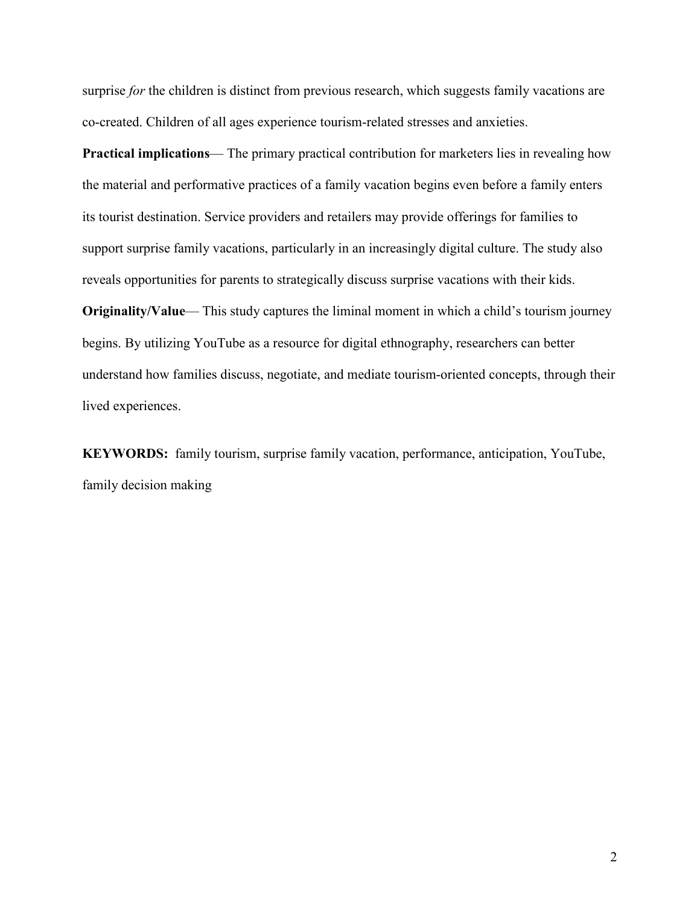surprise *for* the children is distinct from previous research, which suggests family vacations are co-created. Children of all ages experience tourism-related stresses and anxieties.

**Practical implications**— The primary practical contribution for marketers lies in revealing how the material and performative practices of a family vacation begins even before a family enters its tourist destination. Service providers and retailers may provide offerings for families to support surprise family vacations, particularly in an increasingly digital culture. The study also reveals opportunities for parents to strategically discuss surprise vacations with their kids.

**Originality/Value**— This study captures the liminal moment in which a child's tourism journey begins. By utilizing YouTube as a resource for digital ethnography, researchers can better understand how families discuss, negotiate, and mediate tourism-oriented concepts, through their lived experiences.

**KEYWORDS:** family tourism, surprise family vacation, performance, anticipation, YouTube, family decision making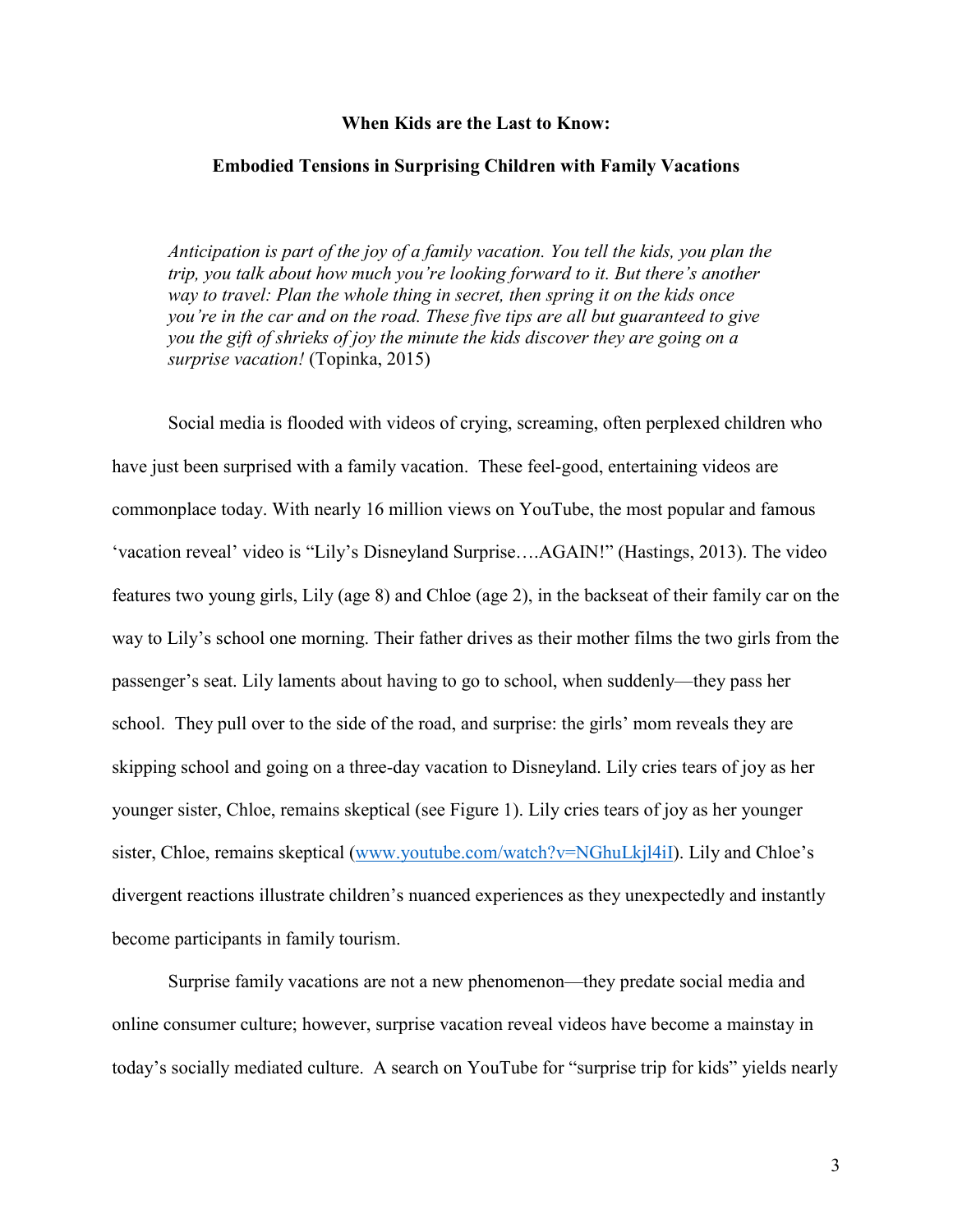**When Kids are the Last to Know:**

**Embodied Tensions in Surprising Children with Family Vacations**

> *Anticipation is part of the joy of a family vacation. You tell the kids, you plan the trip, you talk about how much you're looking forward to it. But there's another way to travel: Plan the whole thing in secret, then spring it on the kids once you're in the car and on the road. These five tips are all but guaranteed to give you the gift of shrieks of joy the minute the kids discover they are going on a surprise vacation!* (Topinka, 2015)

Social media is flooded with videos of crying, screaming, often perplexed children who have just been surprised with a family vacation. These feel-good, entertaining videos are commonplace today. With nearly 16 million views on YouTube, the most popular and famous 'vacation reveal' video is "Lily's Disneyland Surprise….AGAIN!" (Hastings, 2013). The video features two young girls, Lily (age 8) and Chloe (age 2), in the backseat of their family car on the way to Lily's school one morning. Their father drives as their mother films the two girls from the passenger's seat. Lily laments about having to go to school, when suddenly—they pass her school. They pull over to the side of the road, and surprise: the girls' mom reveals they are skipping school and going on a three-day vacation to Disneyland. Lily cries tears of joy as her younger sister, Chloe, remains skeptical (see Figure 1). Lily cries tears of joy as her younger sister, Chloe, remains skeptical (www.youtube.com/watch?v=NGhuLkjl4iI). Lily and Chloe's divergent reactions illustrate children's nuanced experiences as they unexpectedly and instantly become participants in family tourism.

Surprise family vacations are not a new phenomenon—they predate social media and online consumer culture; however, surprise vacation reveal videos have become a mainstay in today's socially mediated culture. A search on YouTube for "surprise trip for kids" yields nearly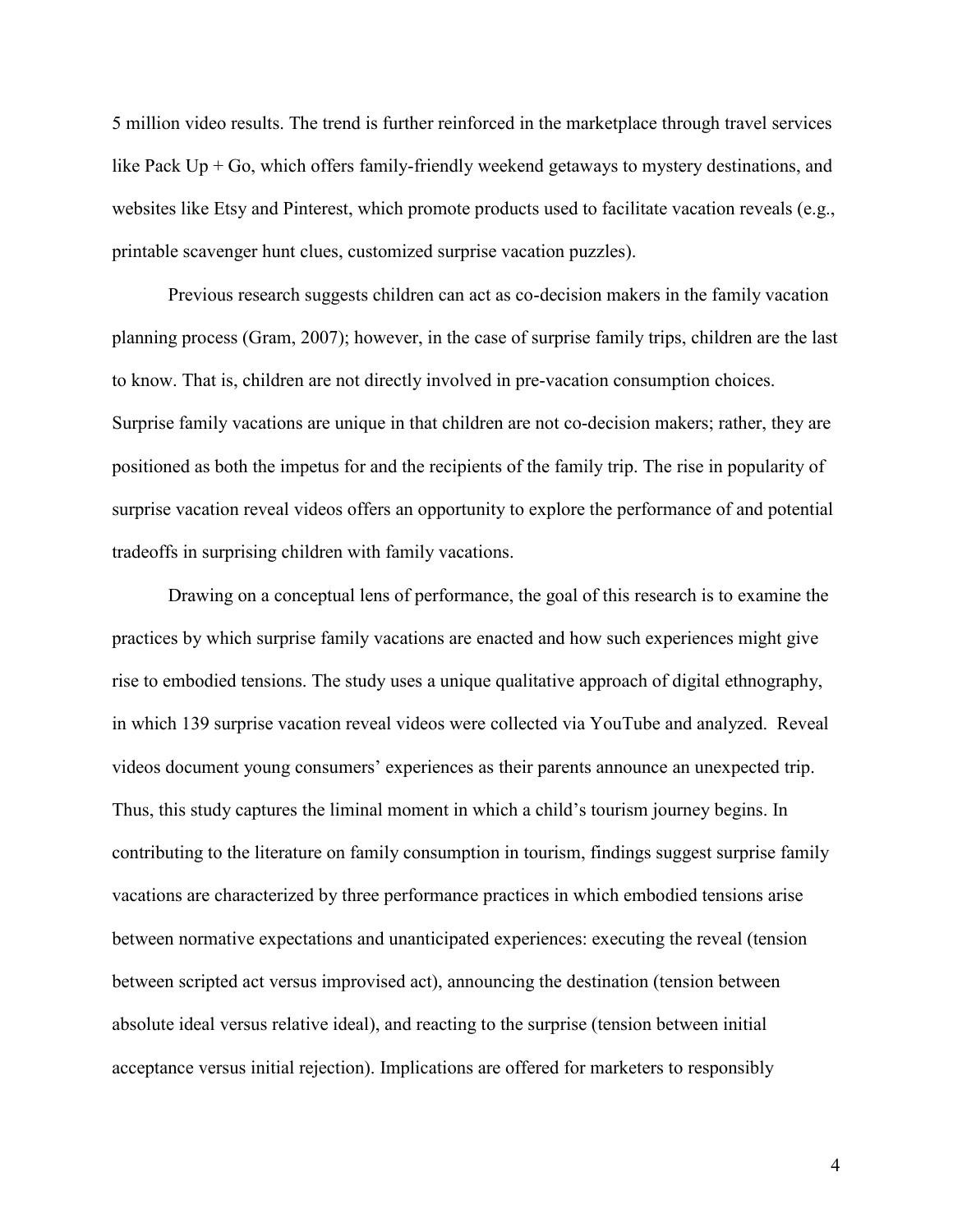5 million video results. The trend is further reinforced in the marketplace through travel services like Pack Up + Go, which offers family-friendly weekend getaways to mystery destinations, and websites like Etsy and Pinterest, which promote products used to facilitate vacation reveals (e.g., printable scavenger hunt clues, customized surprise vacation puzzles).

Previous research suggests children can act as co-decision makers in the family vacation planning process (Gram, 2007); however, in the case of surprise family trips, children are the last to know. That is, children are not directly involved in pre-vacation consumption choices. Surprise family vacations are unique in that children are not co-decision makers; rather, they are positioned as both the impetus for and the recipients of the family trip. The rise in popularity of surprise vacation reveal videos offers an opportunity to explore the performance of and potential tradeoffs in surprising children with family vacations.

Drawing on a conceptual lens of performance, the goal of this research is to examine the practices by which surprise family vacations are enacted and how such experiences might give rise to embodied tensions. The study uses a unique qualitative approach of digital ethnography, in which 139 surprise vacation reveal videos were collected via YouTube and analyzed. Reveal videos document young consumers' experiences as their parents announce an unexpected trip. Thus, this study captures the liminal moment in which a child's tourism journey begins. In contributing to the literature on family consumption in tourism, findings suggest surprise family vacations are characterized by three performance practices in which embodied tensions arise between normative expectations and unanticipated experiences: executing the reveal (tension between scripted act versus improvised act), announcing the destination (tension between absolute ideal versus relative ideal), and reacting to the surprise (tension between initial acceptance versus initial rejection). Implications are offered for marketers to responsibly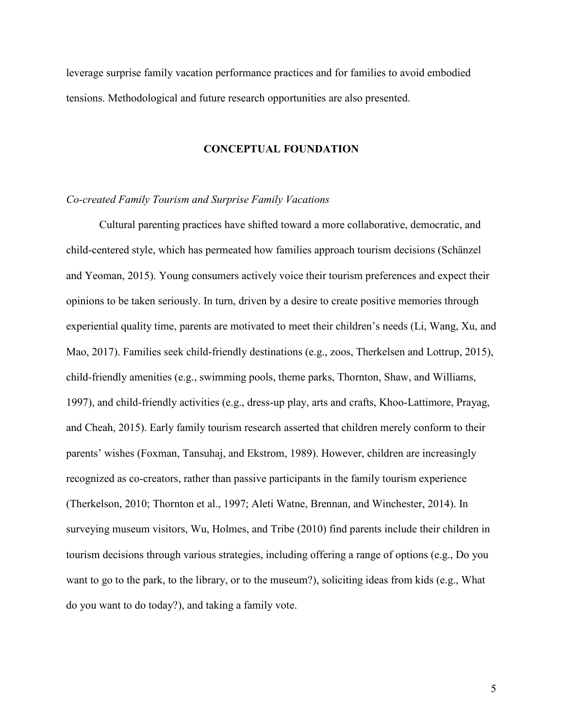leverage surprise family vacation performance practices and for families to avoid embodied tensions. Methodological and future research opportunities are also presented.

## CONCEPTUAL FOUNDATION

### *Co-created Family Tourism and Surprise Family Vacations*

Cultural parenting practices have shifted toward a more collaborative, democratic, and child-centered style, which has permeated how families approach tourism decisions (Schänzel and Yeoman, 2015). Young consumers actively voice their tourism preferences and expect their opinions to be taken seriously. In turn, driven by a desire to create positive memories through experiential quality time, parents are motivated to meet their children's needs (Li, Wang, Xu, and Mao, 2017). Families seek child-friendly destinations (e.g., zoos, Therkelsen and Lottrup, 2015), child-friendly amenities (e.g., swimming pools, theme parks, Thornton, Shaw, and Williams, 1997), and child-friendly activities (e.g., dress-up play, arts and crafts, Khoo-Lattimore, Prayag, and Cheah, 2015). Early family tourism research asserted that children merely conform to their parents' wishes (Foxman, Tansuhaj, and Ekstrom, 1989). However, children are increasingly recognized as co-creators, rather than passive participants in the family tourism experience (Therkelson, 2010; Thornton et al., 1997; Aleti Watne, Brennan, and Winchester, 2014). In surveying museum visitors, Wu, Holmes, and Tribe (2010) find parents include their children in tourism decisions through various strategies, including offering a range of options (e.g., Do you want to go to the park, to the library, or to the museum?), soliciting ideas from kids (e.g., What do you want to do today?), and taking a family vote.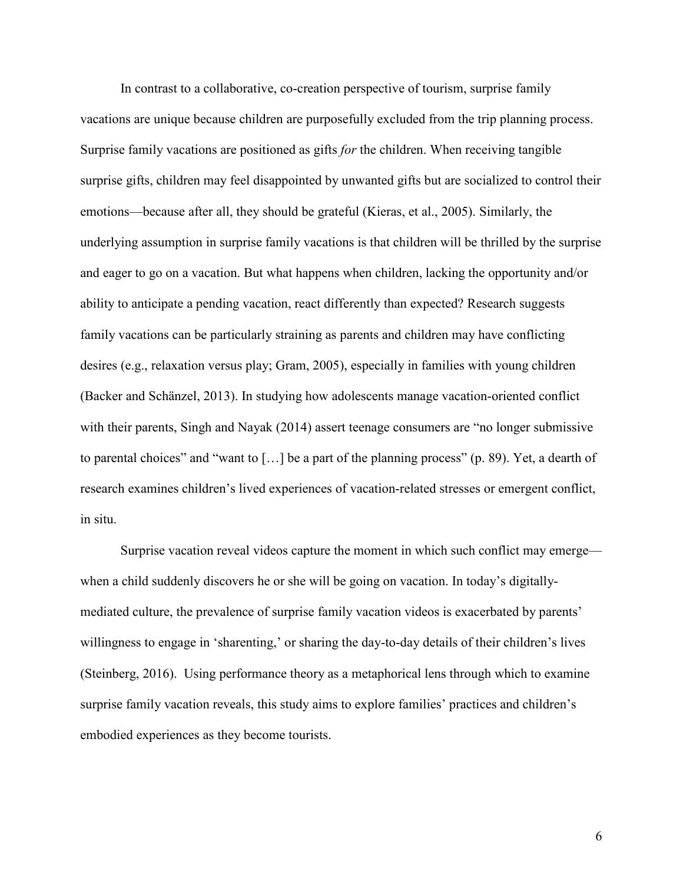In contrast to a collaborative, co-creation perspective of tourism, surprise family vacations are unique because children are purposefully excluded from the trip planning process. Surprise family vacations are positioned as gifts *for* the children. When receiving tangible surprise gifts, children may feel disappointed by unwanted gifts but are socialized to control their emotions—because after all, they should be grateful (Kieras, et al., 2005). Similarly, the underlying assumption in surprise family vacations is that children will be thrilled by the surprise and eager to go on a vacation. But what happens when children, lacking the opportunity and/or ability to anticipate a pending vacation, react differently than expected? Research suggests family vacations can be particularly straining as parents and children may have conflicting desires (e.g., relaxation versus play; Gram, 2005), especially in families with young children (Backer and Schänzel, 2013). In studying how adolescents manage vacation-oriented conflict with their parents, Singh and Nayak (2014) assert teenage consumers are "no longer submissive to parental choices" and "want to […] be a part of the planning process" (p. 89). Yet, a dearth of research examines children's lived experiences of vacation-related stresses or emergent conflict, in situ.

Surprise vacation reveal videos capture the moment in which such conflict may emerge—when a child suddenly discovers he or she will be going on vacation. In today's digitally-mediated culture, the prevalence of surprise family vacation videos is exacerbated by parents' willingness to engage in 'sharenting,' or sharing the day-to-day details of their children's lives (Steinberg, 2016). Using performance theory as a metaphorical lens through which to examine surprise family vacation reveals, this study aims to explore families' practices and children's embodied experiences as they become tourists.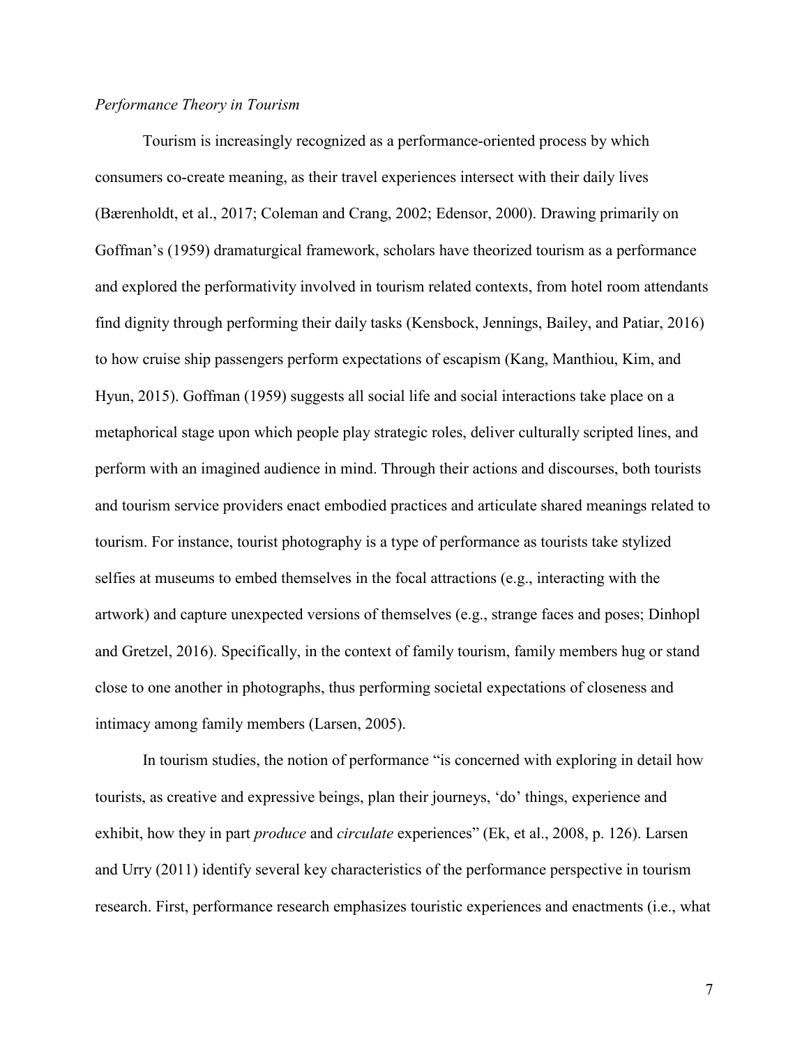*Performance Theory in Tourism*

Tourism is increasingly recognized as a performance-oriented process by which consumers co-create meaning, as their travel experiences intersect with their daily lives (Bærenholdt, et al., 2017; Coleman and Crang, 2002; Edensor, 2000). Drawing primarily on Goffman's (1959) dramaturgical framework, scholars have theorized tourism as a performance and explored the performativity involved in tourism related contexts, from hotel room attendants find dignity through performing their daily tasks (Kensbock, Jennings, Bailey, and Patiar, 2016) to how cruise ship passengers perform expectations of escapism (Kang, Manthiou, Kim, and Hyun, 2015). Goffman (1959) suggests all social life and social interactions take place on a metaphorical stage upon which people play strategic roles, deliver culturally scripted lines, and perform with an imagined audience in mind. Through their actions and discourses, both tourists and tourism service providers enact embodied practices and articulate shared meanings related to tourism. For instance, tourist photography is a type of performance as tourists take stylized selfies at museums to embed themselves in the focal attractions (e.g., interacting with the artwork) and capture unexpected versions of themselves (e.g., strange faces and poses; Dinhopl and Gretzel, 2016). Specifically, in the context of family tourism, family members hug or stand close to one another in photographs, thus performing societal expectations of closeness and intimacy among family members (Larsen, 2005).

In tourism studies, the notion of performance "is concerned with exploring in detail how tourists, as creative and expressive beings, plan their journeys, 'do' things, experience and exhibit, how they in part *produce* and *circulate* experiences" (Ek, et al., 2008, p. 126). Larsen and Urry (2011) identify several key characteristics of the performance perspective in tourism research. First, performance research emphasizes touristic experiences and enactments (i.e., what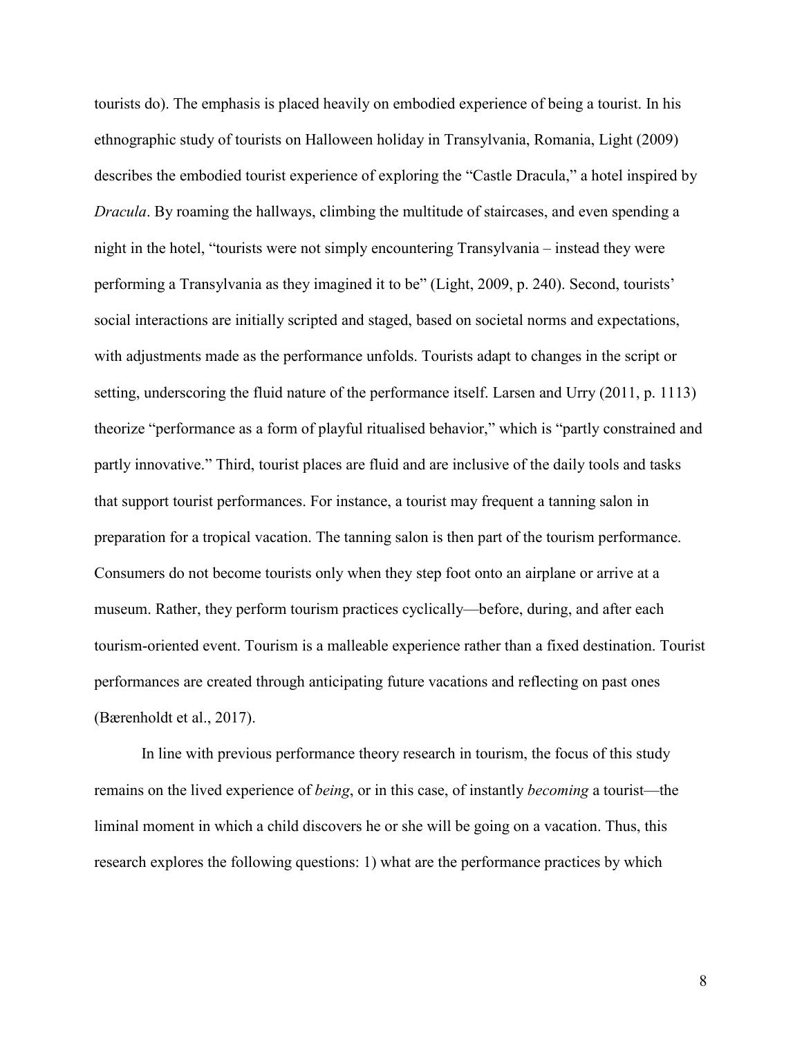tourists do). The emphasis is placed heavily on embodied experience of being a tourist. In his ethnographic study of tourists on Halloween holiday in Transylvania, Romania, Light (2009) describes the embodied tourist experience of exploring the "Castle Dracula," a hotel inspired by *Dracula*. By roaming the hallways, climbing the multitude of staircases, and even spending a night in the hotel, "tourists were not simply encountering Transylvania – instead they were performing a Transylvania as they imagined it to be" (Light, 2009, p. 240). Second, tourists' social interactions are initially scripted and staged, based on societal norms and expectations, with adjustments made as the performance unfolds. Tourists adapt to changes in the script or setting, underscoring the fluid nature of the performance itself. Larsen and Urry (2011, p. 1113) theorize "performance as a form of playful ritualised behavior," which is "partly constrained and partly innovative." Third, tourist places are fluid and are inclusive of the daily tools and tasks that support tourist performances. For instance, a tourist may frequent a tanning salon in preparation for a tropical vacation. The tanning salon is then part of the tourism performance. Consumers do not become tourists only when they step foot onto an airplane or arrive at a museum. Rather, they perform tourism practices cyclically—before, during, and after each tourism-oriented event. Tourism is a malleable experience rather than a fixed destination. Tourist performances are created through anticipating future vacations and reflecting on past ones (Bærenholdt et al., 2017).

In line with previous performance theory research in tourism, the focus of this study remains on the lived experience of *being*, or in this case, of instantly *becoming* a tourist—the liminal moment in which a child discovers he or she will be going on a vacation. Thus, this research explores the following questions: 1) what are the performance practices by which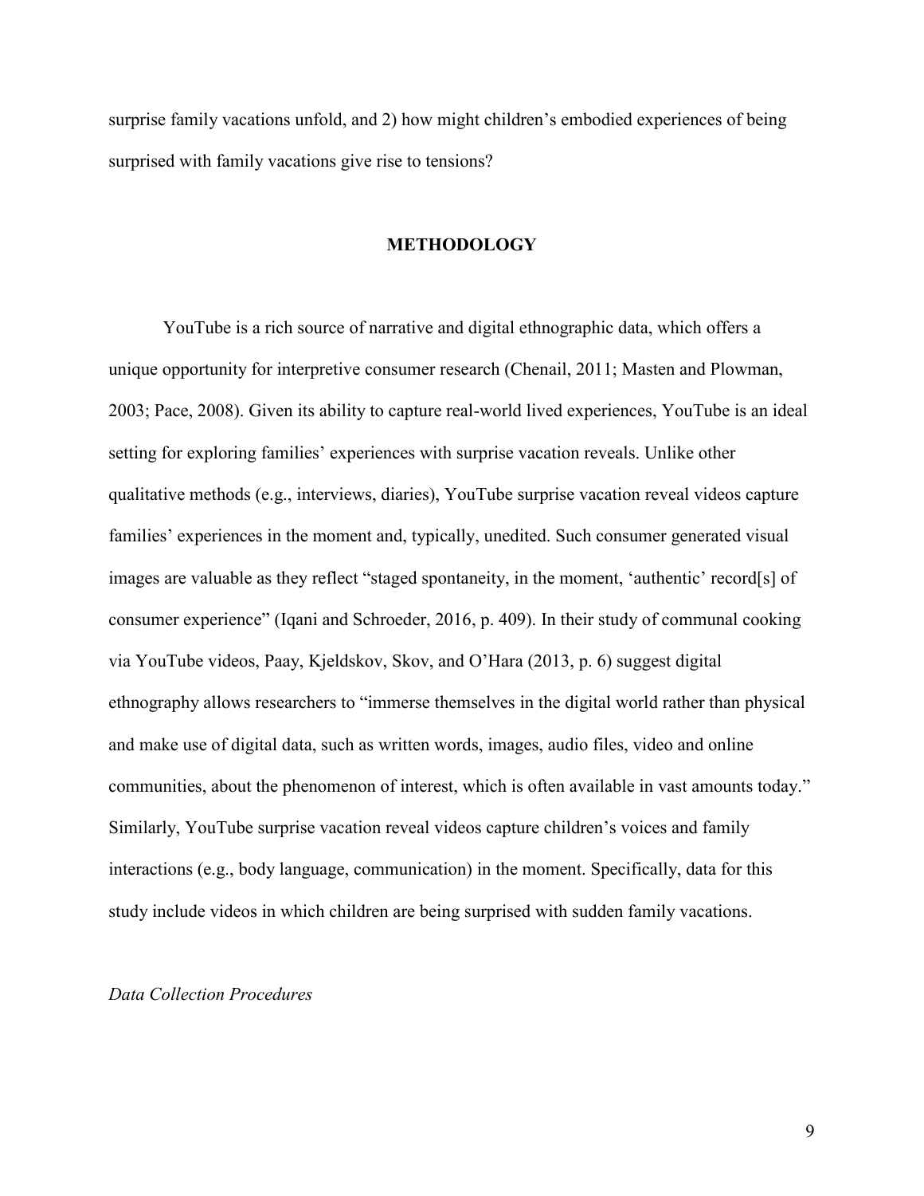surprise family vacations unfold, and 2) how might children's embodied experiences of being surprised with family vacations give rise to tensions?

## METHODOLOGY

YouTube is a rich source of narrative and digital ethnographic data, which offers a unique opportunity for interpretive consumer research (Chenail, 2011; Masten and Plowman, 2003; Pace, 2008). Given its ability to capture real-world lived experiences, YouTube is an ideal setting for exploring families' experiences with surprise vacation reveals. Unlike other qualitative methods (e.g., interviews, diaries), YouTube surprise vacation reveal videos capture families' experiences in the moment and, typically, unedited. Such consumer generated visual images are valuable as they reflect "staged spontaneity, in the moment, 'authentic' record[s] of consumer experience" (Iqani and Schroeder, 2016, p. 409). In their study of communal cooking via YouTube videos, Paay, Kjeldskov, Skov, and O'Hara (2013, p. 6) suggest digital ethnography allows researchers to "immerse themselves in the digital world rather than physical and make use of digital data, such as written words, images, audio files, video and online communities, about the phenomenon of interest, which is often available in vast amounts today." Similarly, YouTube surprise vacation reveal videos capture children's voices and family interactions (e.g., body language, communication) in the moment. Specifically, data for this study include videos in which children are being surprised with sudden family vacations.

### *Data Collection Procedures*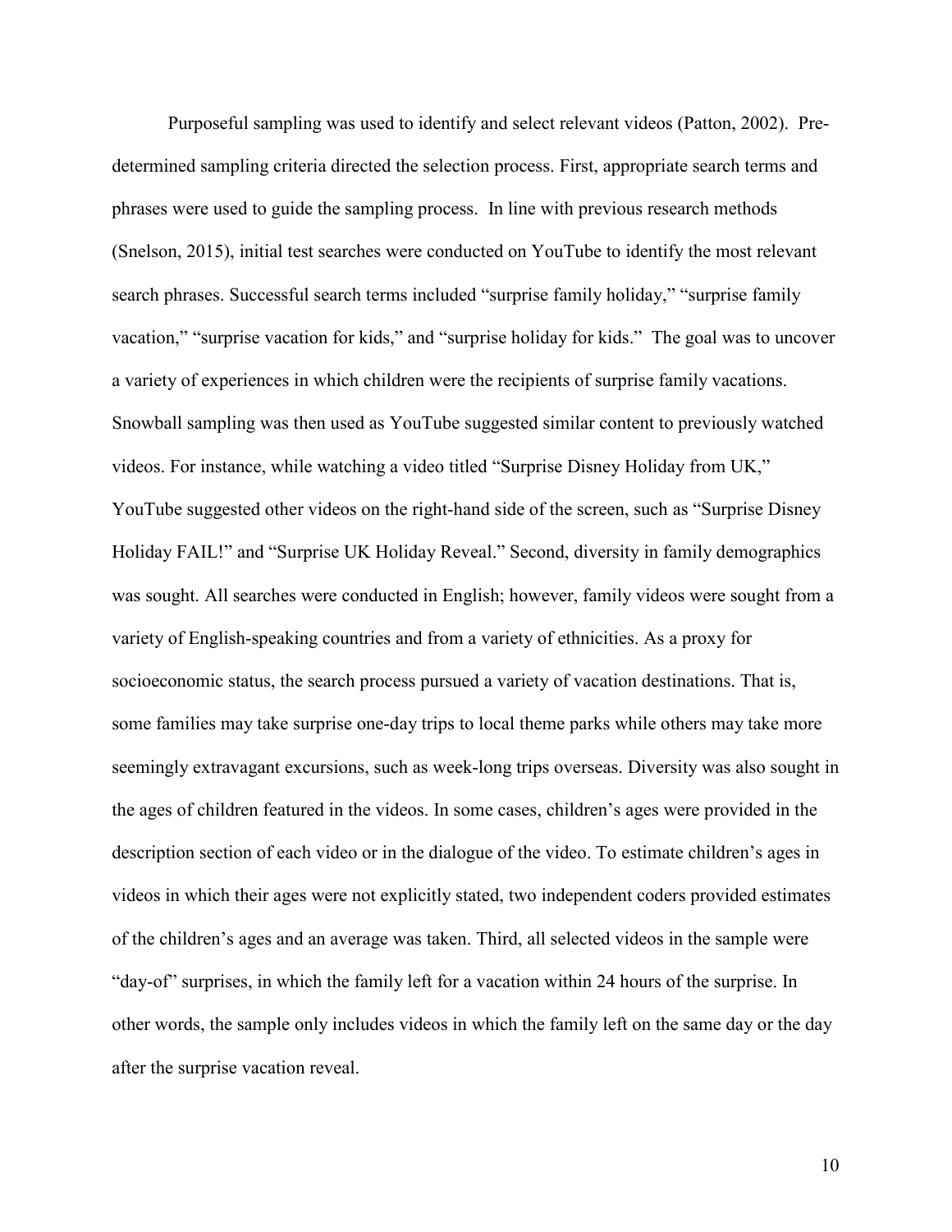Purposeful sampling was used to identify and select relevant videos (Patton, 2002). Pre-determined sampling criteria directed the selection process. First, appropriate search terms and phrases were used to guide the sampling process. In line with previous research methods (Snelson, 2015), initial test searches were conducted on YouTube to identify the most relevant search phrases. Successful search terms included "surprise family holiday," "surprise family vacation," "surprise vacation for kids," and "surprise holiday for kids." The goal was to uncover a variety of experiences in which children were the recipients of surprise family vacations. Snowball sampling was then used as YouTube suggested similar content to previously watched videos. For instance, while watching a video titled "Surprise Disney Holiday from UK," YouTube suggested other videos on the right-hand side of the screen, such as "Surprise Disney Holiday FAIL!" and "Surprise UK Holiday Reveal." Second, diversity in family demographics was sought. All searches were conducted in English; however, family videos were sought from a variety of English-speaking countries and from a variety of ethnicities. As a proxy for socioeconomic status, the search process pursued a variety of vacation destinations. That is, some families may take surprise one-day trips to local theme parks while others may take more seemingly extravagant excursions, such as week-long trips overseas. Diversity was also sought in the ages of children featured in the videos. In some cases, children's ages were provided in the description section of each video or in the dialogue of the video. To estimate children's ages in videos in which their ages were not explicitly stated, two independent coders provided estimates of the children's ages and an average was taken. Third, all selected videos in the sample were "day-of" surprises, in which the family left for a vacation within 24 hours of the surprise. In other words, the sample only includes videos in which the family left on the same day or the day after the surprise vacation reveal.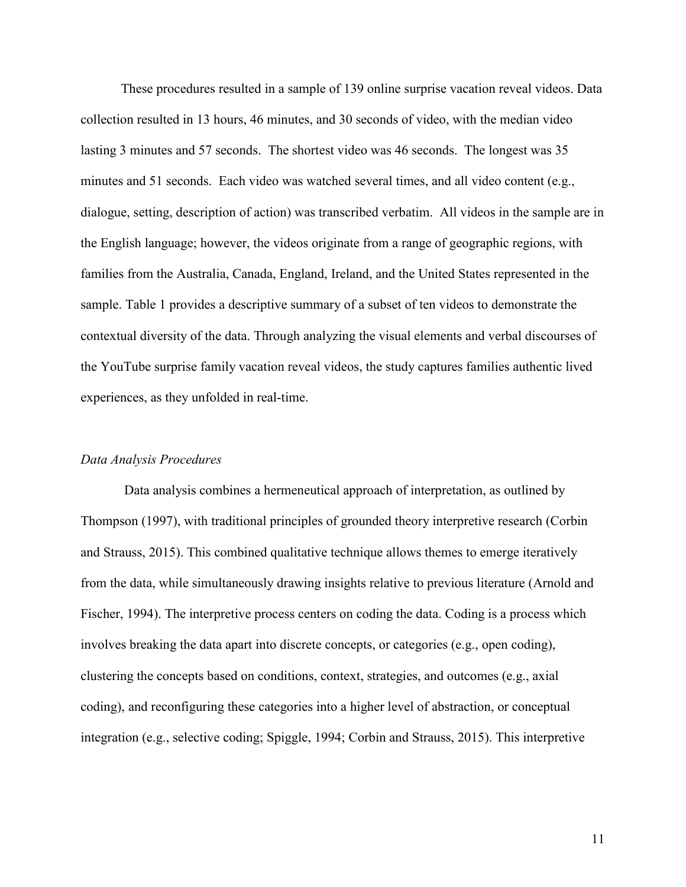These procedures resulted in a sample of 139 online surprise vacation reveal videos. Data collection resulted in 13 hours, 46 minutes, and 30 seconds of video, with the median video lasting 3 minutes and 57 seconds. The shortest video was 46 seconds. The longest was 35 minutes and 51 seconds. Each video was watched several times, and all video content (e.g., dialogue, setting, description of action) was transcribed verbatim. All videos in the sample are in the English language; however, the videos originate from a range of geographic regions, with families from the Australia, Canada, England, Ireland, and the United States represented in the sample. Table 1 provides a descriptive summary of a subset of ten videos to demonstrate the contextual diversity of the data. Through analyzing the visual elements and verbal discourses of the YouTube surprise family vacation reveal videos, the study captures families authentic lived experiences, as they unfolded in real-time.

### *Data Analysis Procedures*

Data analysis combines a hermeneutical approach of interpretation, as outlined by Thompson (1997), with traditional principles of grounded theory interpretive research (Corbin and Strauss, 2015). This combined qualitative technique allows themes to emerge iteratively from the data, while simultaneously drawing insights relative to previous literature (Arnold and Fischer, 1994). The interpretive process centers on coding the data. Coding is a process which involves breaking the data apart into discrete concepts, or categories (e.g., open coding), clustering the concepts based on conditions, context, strategies, and outcomes (e.g., axial coding), and reconfiguring these categories into a higher level of abstraction, or conceptual integration (e.g., selective coding; Spiggle, 1994; Corbin and Strauss, 2015). This interpretive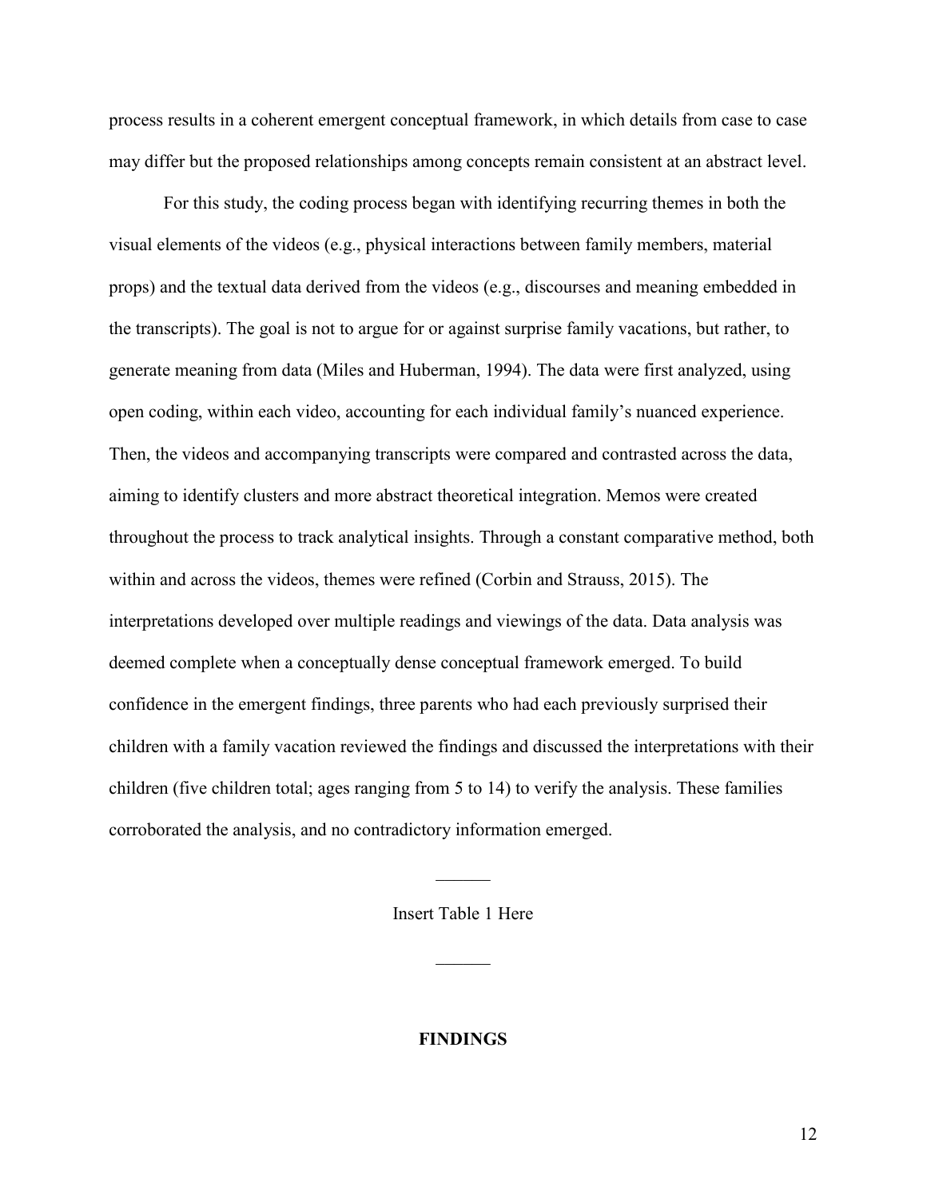process results in a coherent emergent conceptual framework, in which details from case to case may differ but the proposed relationships among concepts remain consistent at an abstract level.

For this study, the coding process began with identifying recurring themes in both the visual elements of the videos (e.g., physical interactions between family members, material props) and the textual data derived from the videos (e.g., discourses and meaning embedded in the transcripts). The goal is not to argue for or against surprise family vacations, but rather, to generate meaning from data (Miles and Huberman, 1994). The data were first analyzed, using open coding, within each video, accounting for each individual family's nuanced experience. Then, the videos and accompanying transcripts were compared and contrasted across the data, aiming to identify clusters and more abstract theoretical integration. Memos were created throughout the process to track analytical insights. Through a constant comparative method, both within and across the videos, themes were refined (Corbin and Strauss, 2015). The interpretations developed over multiple readings and viewings of the data. Data analysis was deemed complete when a conceptually dense conceptual framework emerged. To build confidence in the emergent findings, three parents who had each previously surprised their children with a family vacation reviewed the findings and discussed the interpretations with their children (five children total; ages ranging from 5 to 14) to verify the analysis. These families corroborated the analysis, and no contradictory information emerged.

______

Insert Table 1 Here

______

## FINDINGS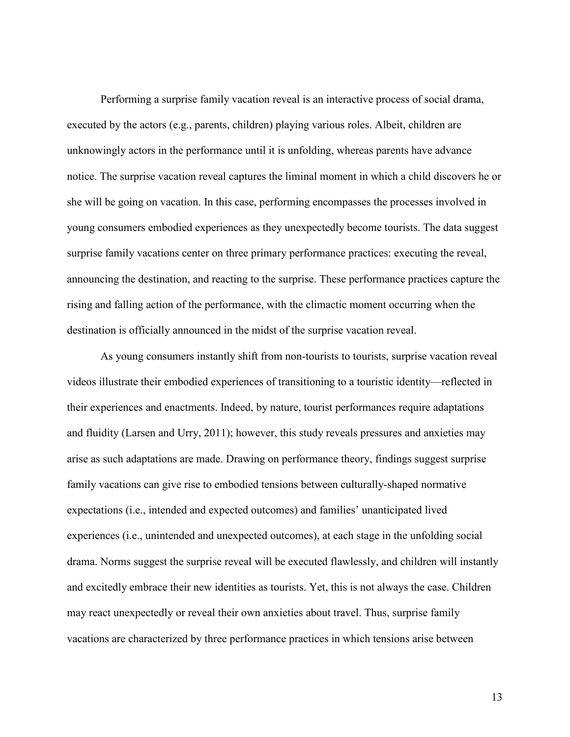Performing a surprise family vacation reveal is an interactive process of social drama, executed by the actors (e.g., parents, children) playing various roles. Albeit, children are unknowingly actors in the performance until it is unfolding, whereas parents have advance notice. The surprise vacation reveal captures the liminal moment in which a child discovers he or she will be going on vacation. In this case, performing encompasses the processes involved in young consumers embodied experiences as they unexpectedly become tourists. The data suggest surprise family vacations center on three primary performance practices: executing the reveal, announcing the destination, and reacting to the surprise. These performance practices capture the rising and falling action of the performance, with the climactic moment occurring when the destination is officially announced in the midst of the surprise vacation reveal.

As young consumers instantly shift from non-tourists to tourists, surprise vacation reveal videos illustrate their embodied experiences of transitioning to a touristic identity—reflected in their experiences and enactments. Indeed, by nature, tourist performances require adaptations and fluidity (Larsen and Urry, 2011); however, this study reveals pressures and anxieties may arise as such adaptations are made. Drawing on performance theory, findings suggest surprise family vacations can give rise to embodied tensions between culturally-shaped normative expectations (i.e., intended and expected outcomes) and families' unanticipated lived experiences (i.e., unintended and unexpected outcomes), at each stage in the unfolding social drama. Norms suggest the surprise reveal will be executed flawlessly, and children will instantly and excitedly embrace their new identities as tourists. Yet, this is not always the case. Children may react unexpectedly or reveal their own anxieties about travel. Thus, surprise family vacations are characterized by three performance practices in which tensions arise between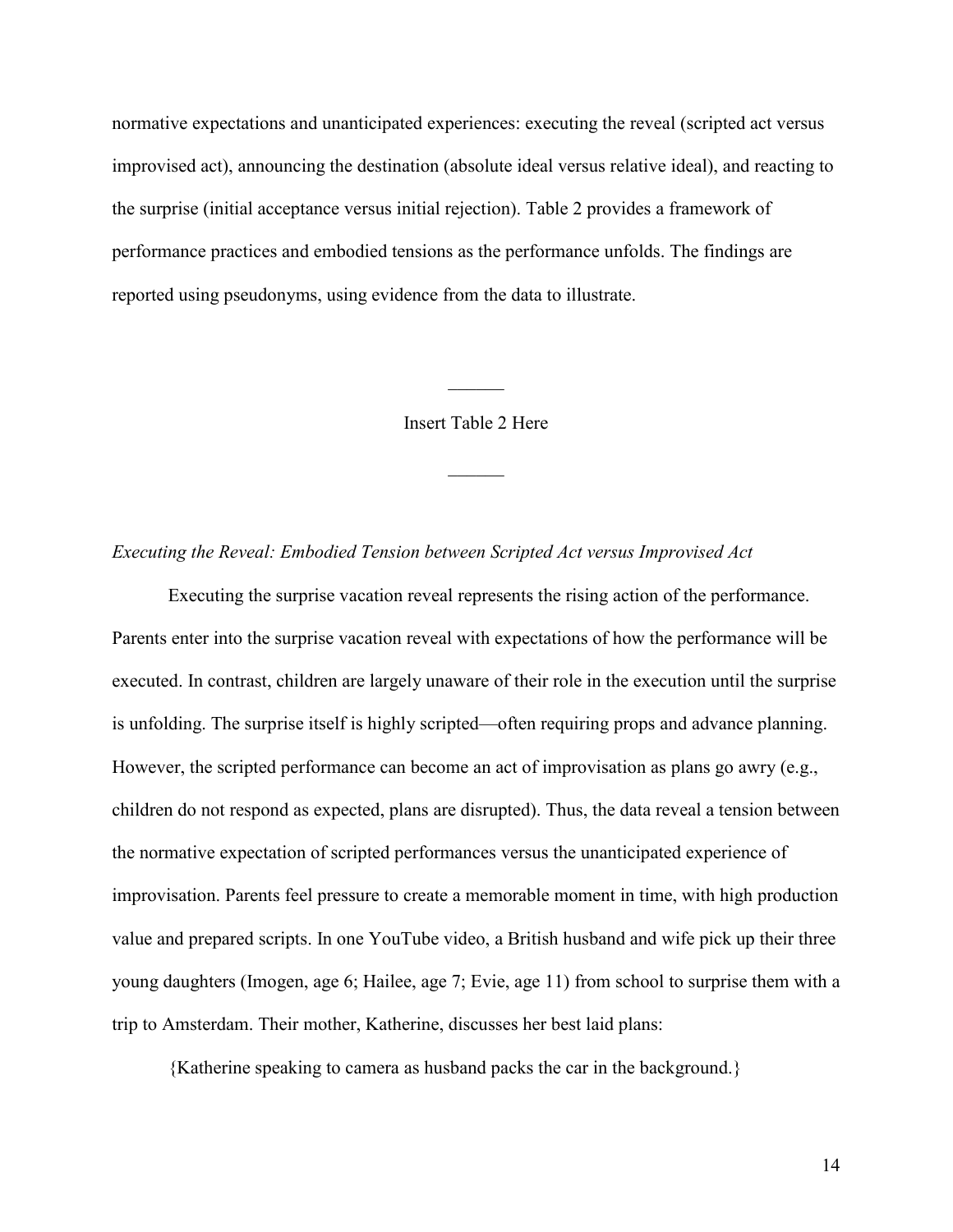normative expectations and unanticipated experiences: executing the reveal (scripted act versus improvised act), announcing the destination (absolute ideal versus relative ideal), and reacting to the surprise (initial acceptance versus initial rejection). Table 2 provides a framework of performance practices and embodied tensions as the performance unfolds. The findings are reported using pseudonyms, using evidence from the data to illustrate.

Insert Table 2 Here

*Executing the Reveal: Embodied Tension between Scripted Act versus Improvised Act*

Executing the surprise vacation reveal represents the rising action of the performance. Parents enter into the surprise vacation reveal with expectations of how the performance will be executed. In contrast, children are largely unaware of their role in the execution until the surprise is unfolding. The surprise itself is highly scripted—often requiring props and advance planning. However, the scripted performance can become an act of improvisation as plans go awry (e.g., children do not respond as expected, plans are disrupted). Thus, the data reveal a tension between the normative expectation of scripted performances versus the unanticipated experience of improvisation. Parents feel pressure to create a memorable moment in time, with high production value and prepared scripts. In one YouTube video, a British husband and wife pick up their three young daughters (Imogen, age 6; Hailee, age 7; Evie, age 11) from school to surprise them with a trip to Amsterdam. Their mother, Katherine, discusses her best laid plans:

{Katherine speaking to camera as husband packs the car in the background.}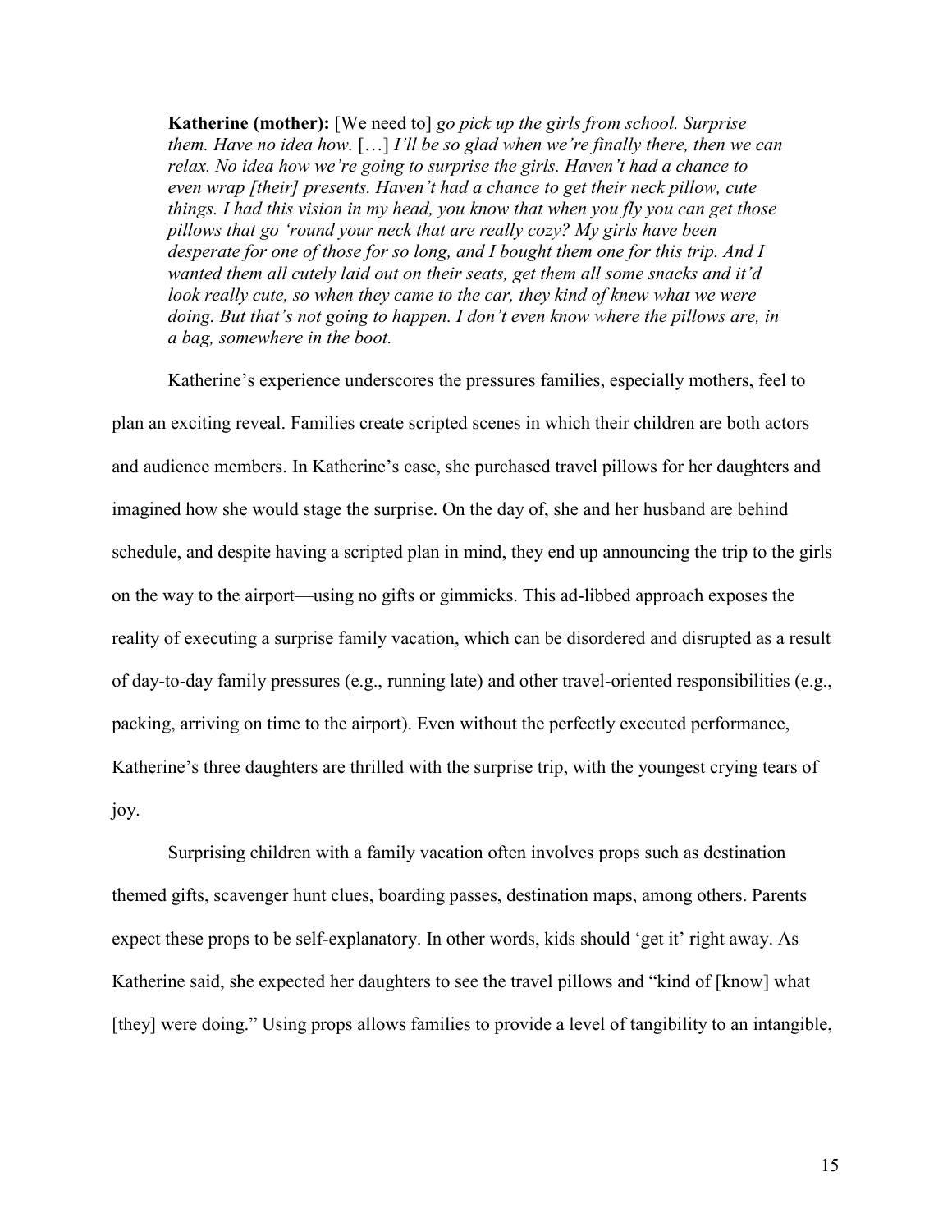> **Katherine (mother):** [We need to] *go pick up the girls from school. Surprise them. Have no idea how.* […] *I'll be so glad when we're finally there, then we can relax. No idea how we're going to surprise the girls. Haven't had a chance to even wrap [their] presents. Haven't had a chance to get their neck pillow, cute things. I had this vision in my head, you know that when you fly you can get those pillows that go 'round your neck that are really cozy? My girls have been desperate for one of those for so long, and I bought them one for this trip. And I wanted them all cutely laid out on their seats, get them all some snacks and it'd look really cute, so when they came to the car, they kind of knew what we were doing. But that's not going to happen. I don't even know where the pillows are, in a bag, somewhere in the boot.*

Katherine's experience underscores the pressures families, especially mothers, feel to plan an exciting reveal. Families create scripted scenes in which their children are both actors and audience members. In Katherine's case, she purchased travel pillows for her daughters and imagined how she would stage the surprise. On the day of, she and her husband are behind schedule, and despite having a scripted plan in mind, they end up announcing the trip to the girls on the way to the airport—using no gifts or gimmicks. This ad-libbed approach exposes the reality of executing a surprise family vacation, which can be disordered and disrupted as a result of day-to-day family pressures (e.g., running late) and other travel-oriented responsibilities (e.g., packing, arriving on time to the airport). Even without the perfectly executed performance, Katherine's three daughters are thrilled with the surprise trip, with the youngest crying tears of joy.

Surprising children with a family vacation often involves props such as destination themed gifts, scavenger hunt clues, boarding passes, destination maps, among others. Parents expect these props to be self-explanatory. In other words, kids should 'get it' right away. As Katherine said, she expected her daughters to see the travel pillows and "kind of [know] what [they] were doing." Using props allows families to provide a level of tangibility to an intangible,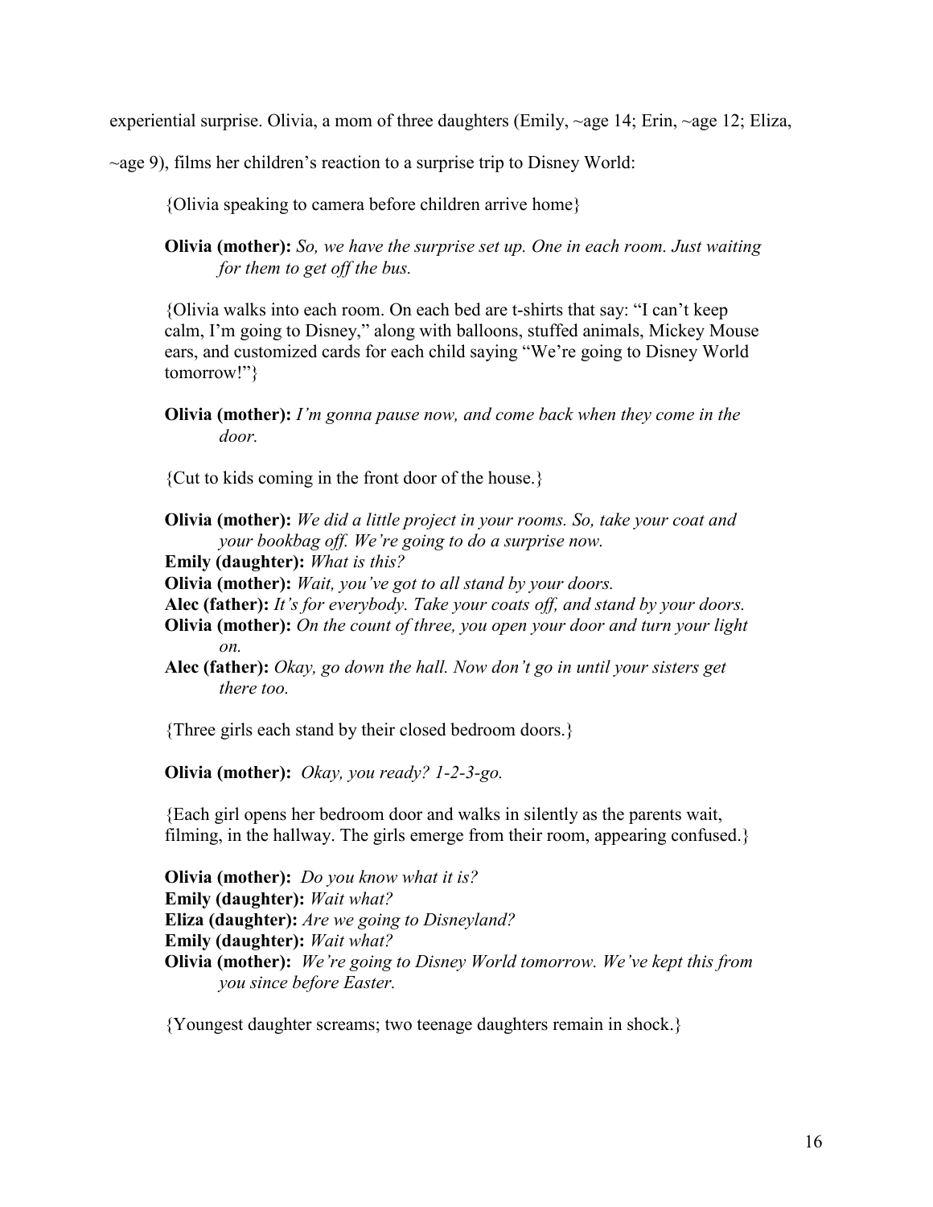experiential surprise. Olivia, a mom of three daughters (Emily, ~age 14; Erin, ~age 12; Eliza, ~age 9), films her children's reaction to a surprise trip to Disney World:

> {Olivia speaking to camera before children arrive home}
>
> **Olivia (mother):** *So, we have the surprise set up. One in each room. Just waiting for them to get off the bus.*
>
> {Olivia walks into each room. On each bed are t-shirts that say: "I can't keep calm, I'm going to Disney," along with balloons, stuffed animals, Mickey Mouse ears, and customized cards for each child saying "We're going to Disney World tomorrow!"}
>
> **Olivia (mother):** *I'm gonna pause now, and come back when they come in the door.*
>
> {Cut to kids coming in the front door of the house.}
>
> **Olivia (mother):** *We did a little project in your rooms. So, take your coat and your bookbag off. We're going to do a surprise now.*
> **Emily (daughter):** *What is this?*
> **Olivia (mother):** *Wait, you've got to all stand by your doors.*
> **Alec (father):** *It's for everybody. Take your coats off, and stand by your doors.*
> **Olivia (mother):** *On the count of three, you open your door and turn your light on.*
> **Alec (father):** *Okay, go down the hall. Now don't go in until your sisters get there too.*
>
> {Three girls each stand by their closed bedroom doors.}
>
> **Olivia (mother):** *Okay, you ready? 1-2-3-go.*
>
> {Each girl opens her bedroom door and walks in silently as the parents wait, filming, in the hallway. The girls emerge from their room, appearing confused.}
>
> **Olivia (mother):** *Do you know what it is?*
> **Emily (daughter):** *Wait what?*
> **Eliza (daughter):** *Are we going to Disneyland?*
> **Emily (daughter):** *Wait what?*
> **Olivia (mother):** *We're going to Disney World tomorrow. We've kept this from you since before Easter.*
>
> {Youngest daughter screams; two teenage daughters remain in shock.}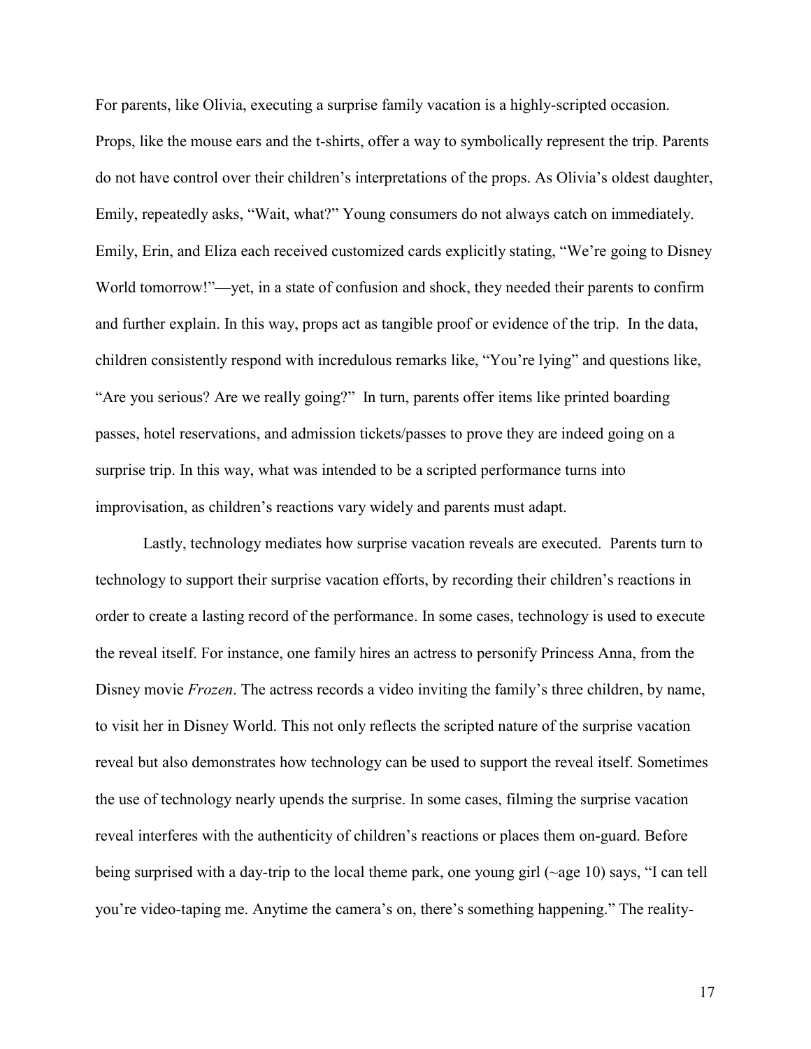For parents, like Olivia, executing a surprise family vacation is a highly-scripted occasion. Props, like the mouse ears and the t-shirts, offer a way to symbolically represent the trip. Parents do not have control over their children's interpretations of the props. As Olivia's oldest daughter, Emily, repeatedly asks, "Wait, what?" Young consumers do not always catch on immediately. Emily, Erin, and Eliza each received customized cards explicitly stating, "We're going to Disney World tomorrow!"—yet, in a state of confusion and shock, they needed their parents to confirm and further explain. In this way, props act as tangible proof or evidence of the trip. In the data, children consistently respond with incredulous remarks like, "You're lying" and questions like, "Are you serious? Are we really going?" In turn, parents offer items like printed boarding passes, hotel reservations, and admission tickets/passes to prove they are indeed going on a surprise trip. In this way, what was intended to be a scripted performance turns into improvisation, as children's reactions vary widely and parents must adapt.

Lastly, technology mediates how surprise vacation reveals are executed. Parents turn to technology to support their surprise vacation efforts, by recording their children's reactions in order to create a lasting record of the performance. In some cases, technology is used to execute the reveal itself. For instance, one family hires an actress to personify Princess Anna, from the Disney movie *Frozen*. The actress records a video inviting the family's three children, by name, to visit her in Disney World. This not only reflects the scripted nature of the surprise vacation reveal but also demonstrates how technology can be used to support the reveal itself. Sometimes the use of technology nearly upends the surprise. In some cases, filming the surprise vacation reveal interferes with the authenticity of children's reactions or places them on-guard. Before being surprised with a day-trip to the local theme park, one young girl (~age 10) says, "I can tell you're video-taping me. Anytime the camera's on, there's something happening." The reality-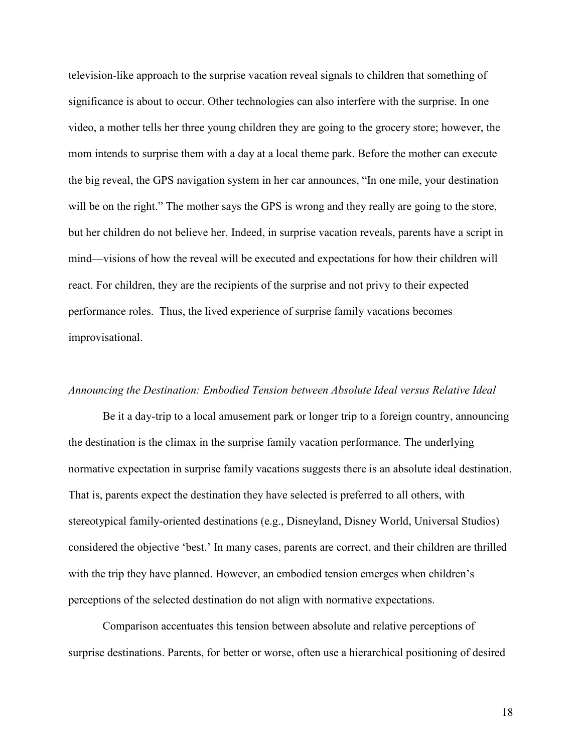television-like approach to the surprise vacation reveal signals to children that something of significance is about to occur. Other technologies can also interfere with the surprise. In one video, a mother tells her three young children they are going to the grocery store; however, the mom intends to surprise them with a day at a local theme park. Before the mother can execute the big reveal, the GPS navigation system in her car announces, "In one mile, your destination will be on the right." The mother says the GPS is wrong and they really are going to the store, but her children do not believe her. Indeed, in surprise vacation reveals, parents have a script in mind—visions of how the reveal will be executed and expectations for how their children will react. For children, they are the recipients of the surprise and not privy to their expected performance roles. Thus, the lived experience of surprise family vacations becomes improvisational.

*Announcing the Destination: Embodied Tension between Absolute Ideal versus Relative Ideal*

Be it a day-trip to a local amusement park or longer trip to a foreign country, announcing the destination is the climax in the surprise family vacation performance. The underlying normative expectation in surprise family vacations suggests there is an absolute ideal destination. That is, parents expect the destination they have selected is preferred to all others, with stereotypical family-oriented destinations (e.g., Disneyland, Disney World, Universal Studios) considered the objective 'best.' In many cases, parents are correct, and their children are thrilled with the trip they have planned. However, an embodied tension emerges when children's perceptions of the selected destination do not align with normative expectations.

Comparison accentuates this tension between absolute and relative perceptions of surprise destinations. Parents, for better or worse, often use a hierarchical positioning of desired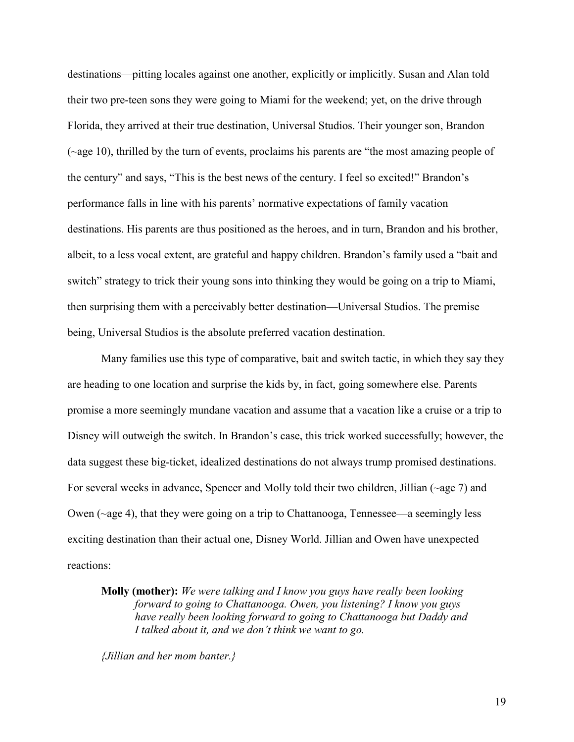destinations—pitting locales against one another, explicitly or implicitly. Susan and Alan told their two pre-teen sons they were going to Miami for the weekend; yet, on the drive through Florida, they arrived at their true destination, Universal Studios. Their younger son, Brandon (~age 10), thrilled by the turn of events, proclaims his parents are "the most amazing people of the century" and says, "This is the best news of the century. I feel so excited!" Brandon's performance falls in line with his parents' normative expectations of family vacation destinations. His parents are thus positioned as the heroes, and in turn, Brandon and his brother, albeit, to a less vocal extent, are grateful and happy children. Brandon's family used a "bait and switch" strategy to trick their young sons into thinking they would be going on a trip to Miami, then surprising them with a perceivably better destination—Universal Studios. The premise being, Universal Studios is the absolute preferred vacation destination.

Many families use this type of comparative, bait and switch tactic, in which they say they are heading to one location and surprise the kids by, in fact, going somewhere else. Parents promise a more seemingly mundane vacation and assume that a vacation like a cruise or a trip to Disney will outweigh the switch. In Brandon's case, this trick worked successfully; however, the data suggest these big-ticket, idealized destinations do not always trump promised destinations. For several weeks in advance, Spencer and Molly told their two children, Jillian (~age 7) and Owen (~age 4), that they were going on a trip to Chattanooga, Tennessee—a seemingly less exciting destination than their actual one, Disney World. Jillian and Owen have unexpected reactions:

> **Molly (mother):** *We were talking and I know you guys have really been looking forward to going to Chattanooga. Owen, you listening? I know you guys have really been looking forward to going to Chattanooga but Daddy and I talked about it, and we don't think we want to go.*
>
> *{Jillian and her mom banter.}*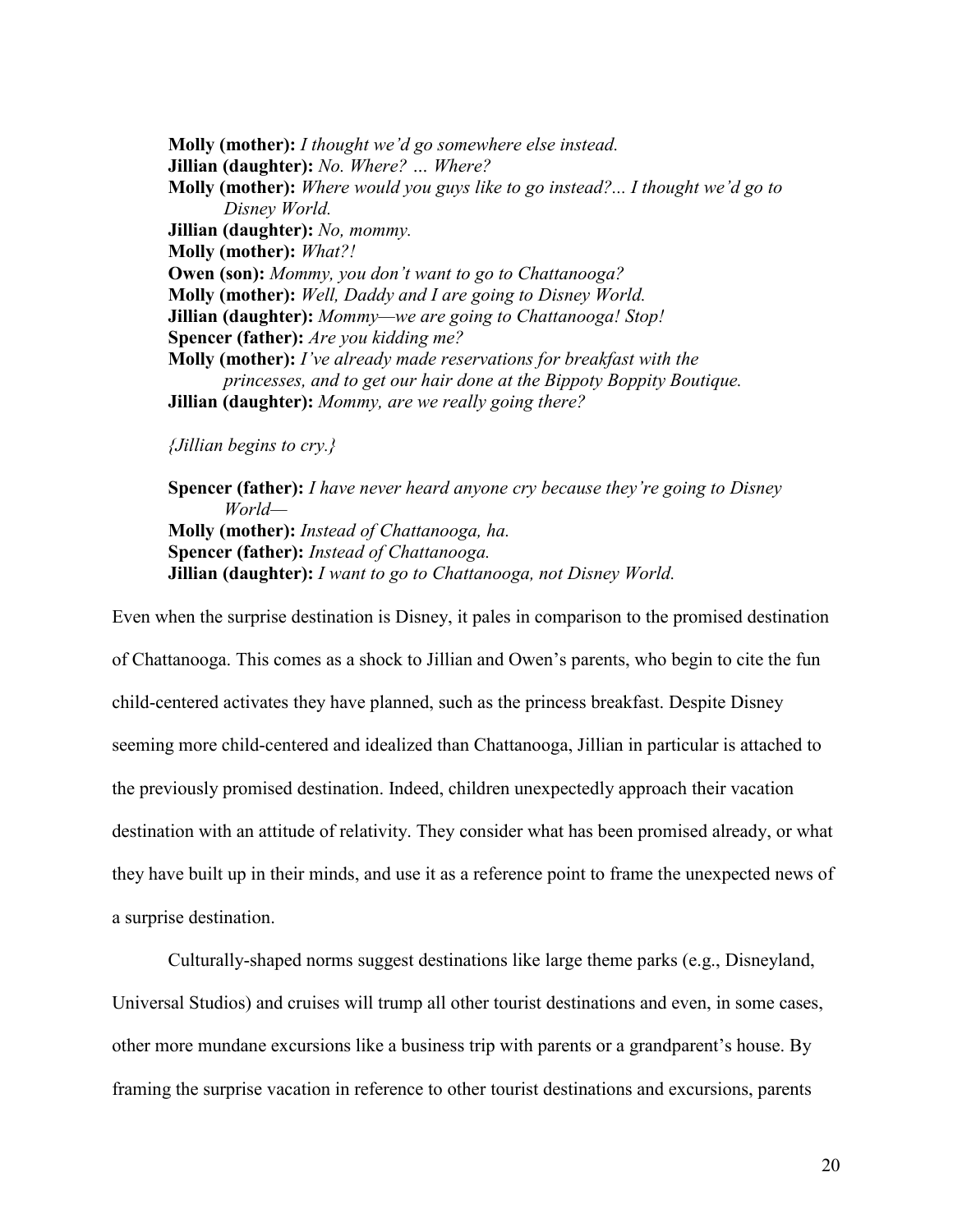**Molly (mother):** *I thought we'd go somewhere else instead.*
**Jillian (daughter):** *No. Where? … Where?*
**Molly (mother):** *Where would you guys like to go instead?... I thought we'd go to Disney World.*
**Jillian (daughter):** *No, mommy.*
**Molly (mother):** *What?!*
**Owen (son):** *Mommy, you don't want to go to Chattanooga?*
**Molly (mother):** *Well, Daddy and I are going to Disney World.*
**Jillian (daughter):** *Mommy—we are going to Chattanooga! Stop!*
**Spencer (father):** *Are you kidding me?*
**Molly (mother):** *I've already made reservations for breakfast with the princesses, and to get our hair done at the Bippoty Boppity Boutique.*
**Jillian (daughter):** *Mommy, are we really going there?*

*{Jillian begins to cry.}*

**Spencer (father):** *I have never heard anyone cry because they're going to Disney World—*
**Molly (mother):** *Instead of Chattanooga, ha.*
**Spencer (father):** *Instead of Chattanooga.*
**Jillian (daughter):** *I want to go to Chattanooga, not Disney World.*

Even when the surprise destination is Disney, it pales in comparison to the promised destination of Chattanooga. This comes as a shock to Jillian and Owen's parents, who begin to cite the fun child-centered activates they have planned, such as the princess breakfast. Despite Disney seeming more child-centered and idealized than Chattanooga, Jillian in particular is attached to the previously promised destination. Indeed, children unexpectedly approach their vacation destination with an attitude of relativity. They consider what has been promised already, or what they have built up in their minds, and use it as a reference point to frame the unexpected news of a surprise destination.

Culturally-shaped norms suggest destinations like large theme parks (e.g., Disneyland, Universal Studios) and cruises will trump all other tourist destinations and even, in some cases, other more mundane excursions like a business trip with parents or a grandparent's house. By framing the surprise vacation in reference to other tourist destinations and excursions, parents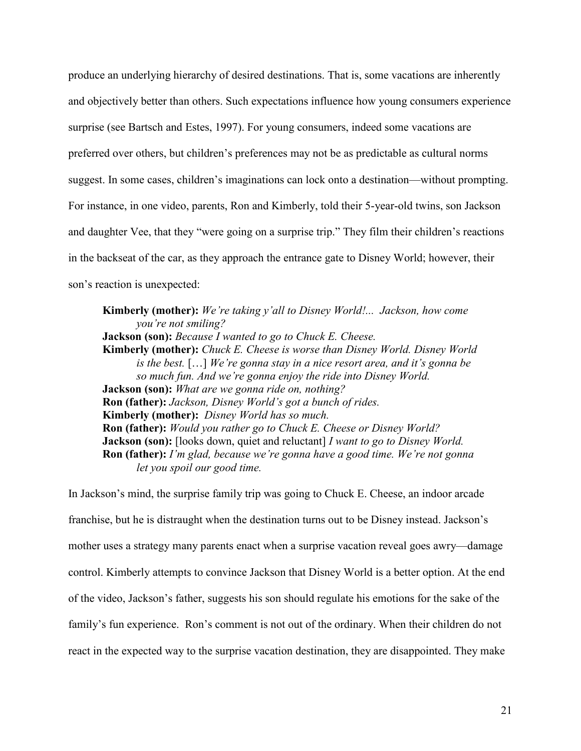produce an underlying hierarchy of desired destinations. That is, some vacations are inherently and objectively better than others. Such expectations influence how young consumers experience surprise (see Bartsch and Estes, 1997). For young consumers, indeed some vacations are preferred over others, but children's preferences may not be as predictable as cultural norms suggest. In some cases, children's imaginations can lock onto a destination—without prompting. For instance, in one video, parents, Ron and Kimberly, told their 5-year-old twins, son Jackson and daughter Vee, that they "were going on a surprise trip." They film their children's reactions in the backseat of the car, as they approach the entrance gate to Disney World; however, their son's reaction is unexpected:

> **Kimberly (mother):** *We're taking y'all to Disney World!... Jackson, how come you're not smiling?*
> **Jackson (son):** *Because I wanted to go to Chuck E. Cheese.*
> **Kimberly (mother):** *Chuck E. Cheese is worse than Disney World. Disney World is the best.* […] *We're gonna stay in a nice resort area, and it's gonna be so much fun. And we're gonna enjoy the ride into Disney World.*
> **Jackson (son):** *What are we gonna ride on, nothing?*
> **Ron (father):** *Jackson, Disney World's got a bunch of rides.*
> **Kimberly (mother):** *Disney World has so much.*
> **Ron (father):** *Would you rather go to Chuck E. Cheese or Disney World?*
> **Jackson (son):** [looks down, quiet and reluctant] *I want to go to Disney World.*
> **Ron (father):** *I'm glad, because we're gonna have a good time. We're not gonna let you spoil our good time.*

In Jackson's mind, the surprise family trip was going to Chuck E. Cheese, an indoor arcade franchise, but he is distraught when the destination turns out to be Disney instead. Jackson's mother uses a strategy many parents enact when a surprise vacation reveal goes awry—damage control. Kimberly attempts to convince Jackson that Disney World is a better option. At the end of the video, Jackson's father, suggests his son should regulate his emotions for the sake of the family's fun experience. Ron's comment is not out of the ordinary. When their children do not react in the expected way to the surprise vacation destination, they are disappointed. They make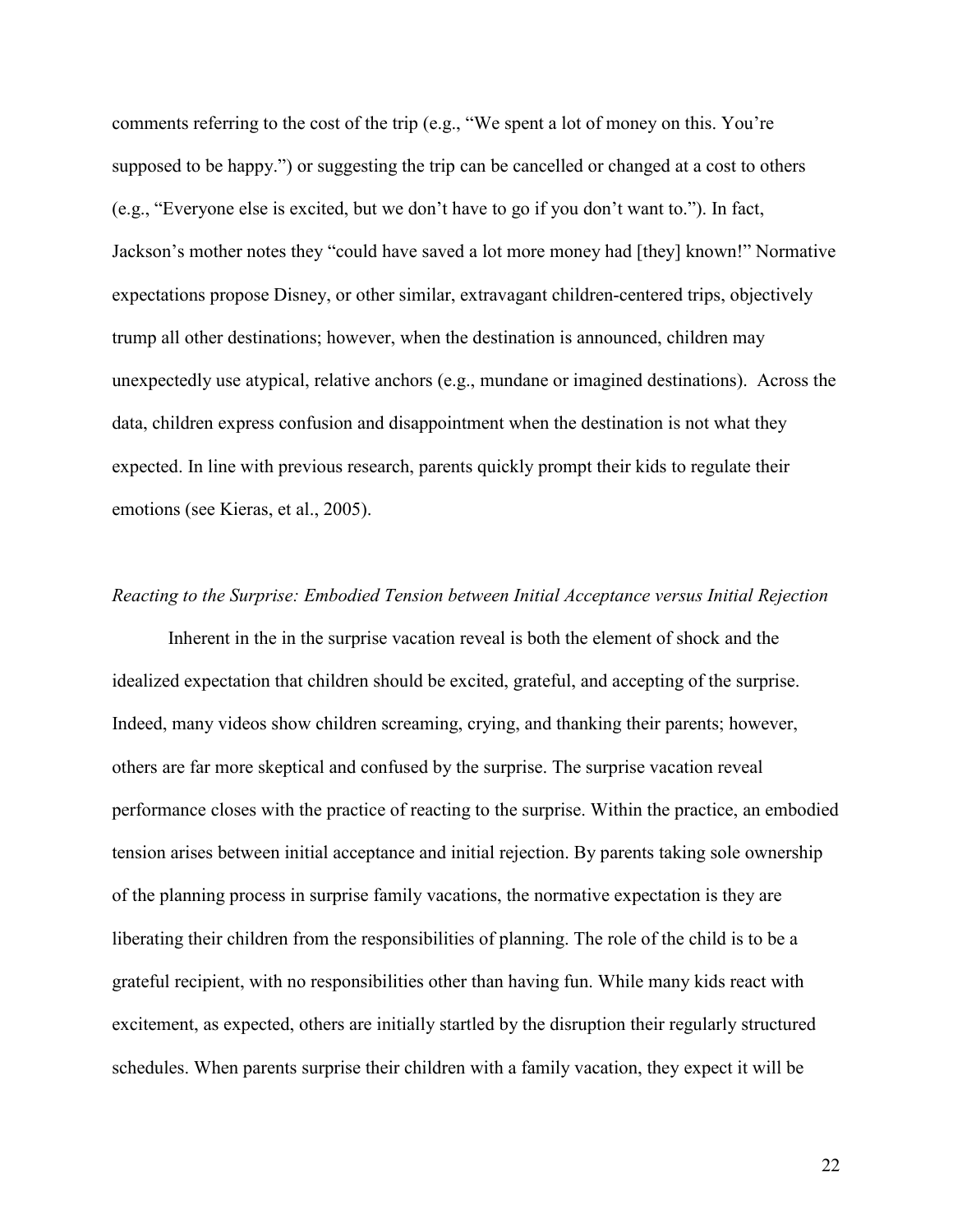comments referring to the cost of the trip (e.g., "We spent a lot of money on this. You're supposed to be happy.") or suggesting the trip can be cancelled or changed at a cost to others (e.g., "Everyone else is excited, but we don't have to go if you don't want to."). In fact, Jackson's mother notes they "could have saved a lot more money had [they] known!" Normative expectations propose Disney, or other similar, extravagant children-centered trips, objectively trump all other destinations; however, when the destination is announced, children may unexpectedly use atypical, relative anchors (e.g., mundane or imagined destinations). Across the data, children express confusion and disappointment when the destination is not what they expected. In line with previous research, parents quickly prompt their kids to regulate their emotions (see Kieras, et al., 2005).

*Reacting to the Surprise: Embodied Tension between Initial Acceptance versus Initial Rejection*

Inherent in the in the surprise vacation reveal is both the element of shock and the idealized expectation that children should be excited, grateful, and accepting of the surprise. Indeed, many videos show children screaming, crying, and thanking their parents; however, others are far more skeptical and confused by the surprise. The surprise vacation reveal performance closes with the practice of reacting to the surprise. Within the practice, an embodied tension arises between initial acceptance and initial rejection. By parents taking sole ownership of the planning process in surprise family vacations, the normative expectation is they are liberating their children from the responsibilities of planning. The role of the child is to be a grateful recipient, with no responsibilities other than having fun. While many kids react with excitement, as expected, others are initially startled by the disruption their regularly structured schedules. When parents surprise their children with a family vacation, they expect it will be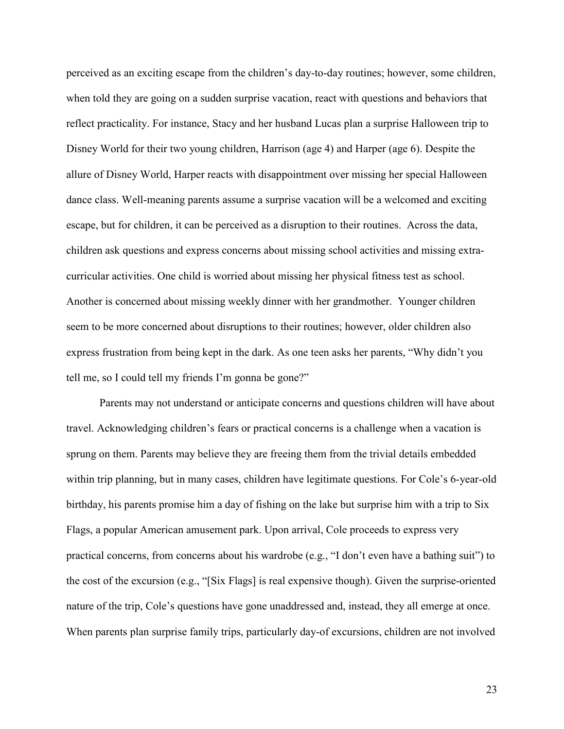perceived as an exciting escape from the children's day-to-day routines; however, some children, when told they are going on a sudden surprise vacation, react with questions and behaviors that reflect practicality. For instance, Stacy and her husband Lucas plan a surprise Halloween trip to Disney World for their two young children, Harrison (age 4) and Harper (age 6). Despite the allure of Disney World, Harper reacts with disappointment over missing her special Halloween dance class. Well-meaning parents assume a surprise vacation will be a welcomed and exciting escape, but for children, it can be perceived as a disruption to their routines. Across the data, children ask questions and express concerns about missing school activities and missing extra-curricular activities. One child is worried about missing her physical fitness test as school. Another is concerned about missing weekly dinner with her grandmother. Younger children seem to be more concerned about disruptions to their routines; however, older children also express frustration from being kept in the dark. As one teen asks her parents, "Why didn't you tell me, so I could tell my friends I'm gonna be gone?"

Parents may not understand or anticipate concerns and questions children will have about travel. Acknowledging children's fears or practical concerns is a challenge when a vacation is sprung on them. Parents may believe they are freeing them from the trivial details embedded within trip planning, but in many cases, children have legitimate questions. For Cole's 6-year-old birthday, his parents promise him a day of fishing on the lake but surprise him with a trip to Six Flags, a popular American amusement park. Upon arrival, Cole proceeds to express very practical concerns, from concerns about his wardrobe (e.g., "I don't even have a bathing suit") to the cost of the excursion (e.g., "[Six Flags] is real expensive though). Given the surprise-oriented nature of the trip, Cole's questions have gone unaddressed and, instead, they all emerge at once. When parents plan surprise family trips, particularly day-of excursions, children are not involved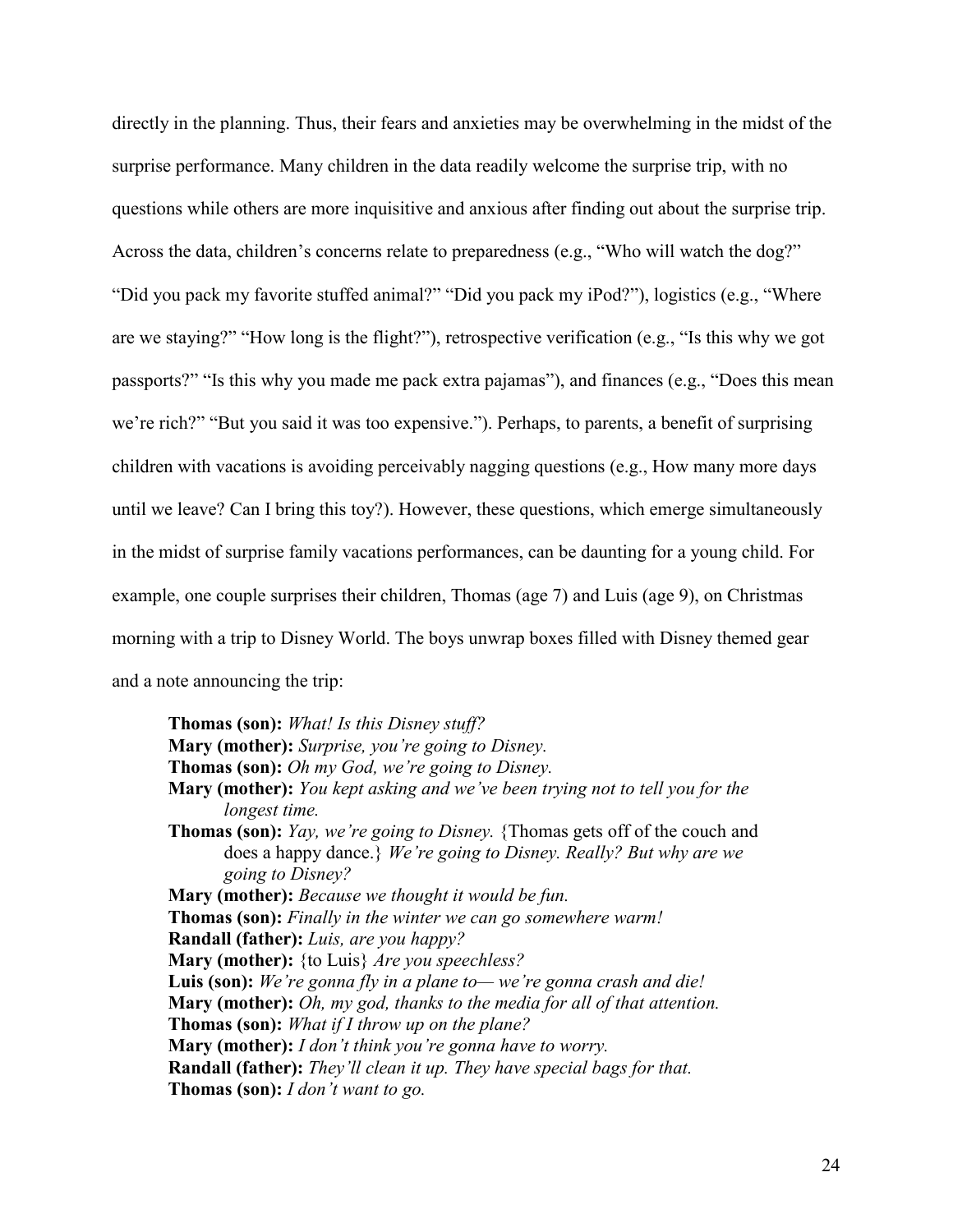directly in the planning. Thus, their fears and anxieties may be overwhelming in the midst of the surprise performance. Many children in the data readily welcome the surprise trip, with no questions while others are more inquisitive and anxious after finding out about the surprise trip. Across the data, children's concerns relate to preparedness (e.g., "Who will watch the dog?" "Did you pack my favorite stuffed animal?" "Did you pack my iPod?"), logistics (e.g., "Where are we staying?" "How long is the flight?"), retrospective verification (e.g., "Is this why we got passports?" "Is this why you made me pack extra pajamas"), and finances (e.g., "Does this mean we're rich?" "But you said it was too expensive."). Perhaps, to parents, a benefit of surprising children with vacations is avoiding perceivably nagging questions (e.g., How many more days until we leave? Can I bring this toy?). However, these questions, which emerge simultaneously in the midst of surprise family vacations performances, can be daunting for a young child. For example, one couple surprises their children, Thomas (age 7) and Luis (age 9), on Christmas morning with a trip to Disney World. The boys unwrap boxes filled with Disney themed gear and a note announcing the trip:

> **Thomas (son):** *What! Is this Disney stuff?*
> **Mary (mother):** *Surprise, you're going to Disney.*
> **Thomas (son):** *Oh my God, we're going to Disney.*
> **Mary (mother):** *You kept asking and we've been trying not to tell you for the longest time.*
> **Thomas (son):** *Yay, we're going to Disney.* {Thomas gets off of the couch and does a happy dance.} *We're going to Disney. Really? But why are we going to Disney?*
> **Mary (mother):** *Because we thought it would be fun.*
> **Thomas (son):** *Finally in the winter we can go somewhere warm!*
> **Randall (father):** *Luis, are you happy?*
> **Mary (mother):** {to Luis} *Are you speechless?*
> **Luis (son):** *We're gonna fly in a plane to— we're gonna crash and die!*
> **Mary (mother):** *Oh, my god, thanks to the media for all of that attention.*
> **Thomas (son):** *What if I throw up on the plane?*
> **Mary (mother):** *I don't think you're gonna have to worry.*
> **Randall (father):** *They'll clean it up. They have special bags for that.*
> **Thomas (son):** *I don't want to go.*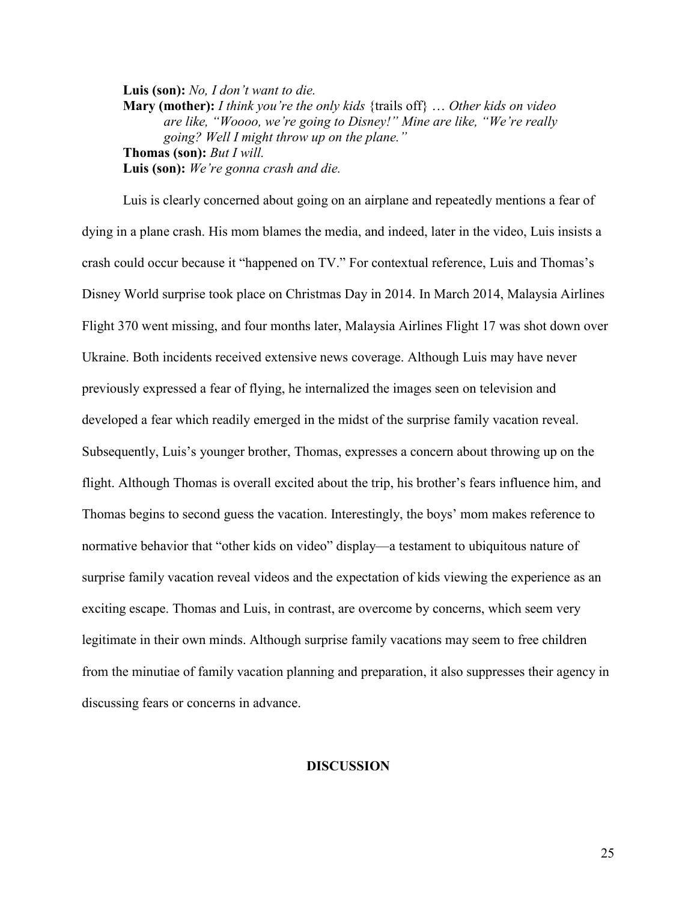**Luis (son):** *No, I don't want to die.*
**Mary (mother):** *I think you're the only kids* {trails off} … *Other kids on video are like, "Woooo, we're going to Disney!" Mine are like, "We're really going? Well I might throw up on the plane."*
**Thomas (son):** *But I will.*
**Luis (son):** *We're gonna crash and die.*

Luis is clearly concerned about going on an airplane and repeatedly mentions a fear of dying in a plane crash. His mom blames the media, and indeed, later in the video, Luis insists a crash could occur because it "happened on TV." For contextual reference, Luis and Thomas's Disney World surprise took place on Christmas Day in 2014. In March 2014, Malaysia Airlines Flight 370 went missing, and four months later, Malaysia Airlines Flight 17 was shot down over Ukraine. Both incidents received extensive news coverage. Although Luis may have never previously expressed a fear of flying, he internalized the images seen on television and developed a fear which readily emerged in the midst of the surprise family vacation reveal. Subsequently, Luis's younger brother, Thomas, expresses a concern about throwing up on the flight. Although Thomas is overall excited about the trip, his brother's fears influence him, and Thomas begins to second guess the vacation. Interestingly, the boys' mom makes reference to normative behavior that "other kids on video" display—a testament to ubiquitous nature of surprise family vacation reveal videos and the expectation of kids viewing the experience as an exciting escape. Thomas and Luis, in contrast, are overcome by concerns, which seem very legitimate in their own minds. Although surprise family vacations may seem to free children from the minutiae of family vacation planning and preparation, it also suppresses their agency in discussing fears or concerns in advance.

## DISCUSSION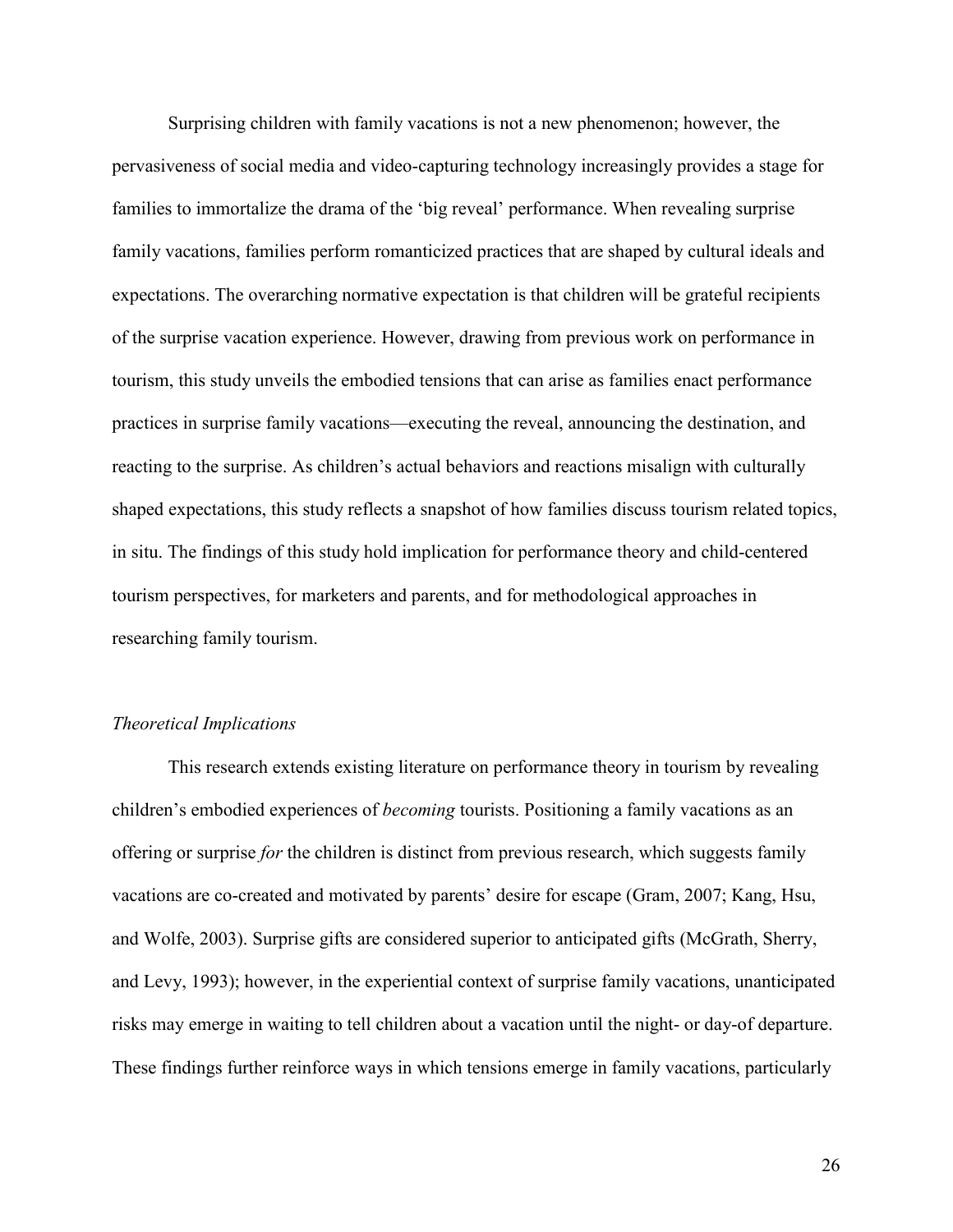Surprising children with family vacations is not a new phenomenon; however, the pervasiveness of social media and video-capturing technology increasingly provides a stage for families to immortalize the drama of the 'big reveal' performance. When revealing surprise family vacations, families perform romanticized practices that are shaped by cultural ideals and expectations. The overarching normative expectation is that children will be grateful recipients of the surprise vacation experience. However, drawing from previous work on performance in tourism, this study unveils the embodied tensions that can arise as families enact performance practices in surprise family vacations—executing the reveal, announcing the destination, and reacting to the surprise. As children's actual behaviors and reactions misalign with culturally shaped expectations, this study reflects a snapshot of how families discuss tourism related topics, in situ. The findings of this study hold implication for performance theory and child-centered tourism perspectives, for marketers and parents, and for methodological approaches in researching family tourism.

### *Theoretical Implications*

This research extends existing literature on performance theory in tourism by revealing children's embodied experiences of *becoming* tourists. Positioning a family vacations as an offering or surprise *for* the children is distinct from previous research, which suggests family vacations are co-created and motivated by parents' desire for escape (Gram, 2007; Kang, Hsu, and Wolfe, 2003). Surprise gifts are considered superior to anticipated gifts (McGrath, Sherry, and Levy, 1993); however, in the experiential context of surprise family vacations, unanticipated risks may emerge in waiting to tell children about a vacation until the night- or day-of departure. These findings further reinforce ways in which tensions emerge in family vacations, particularly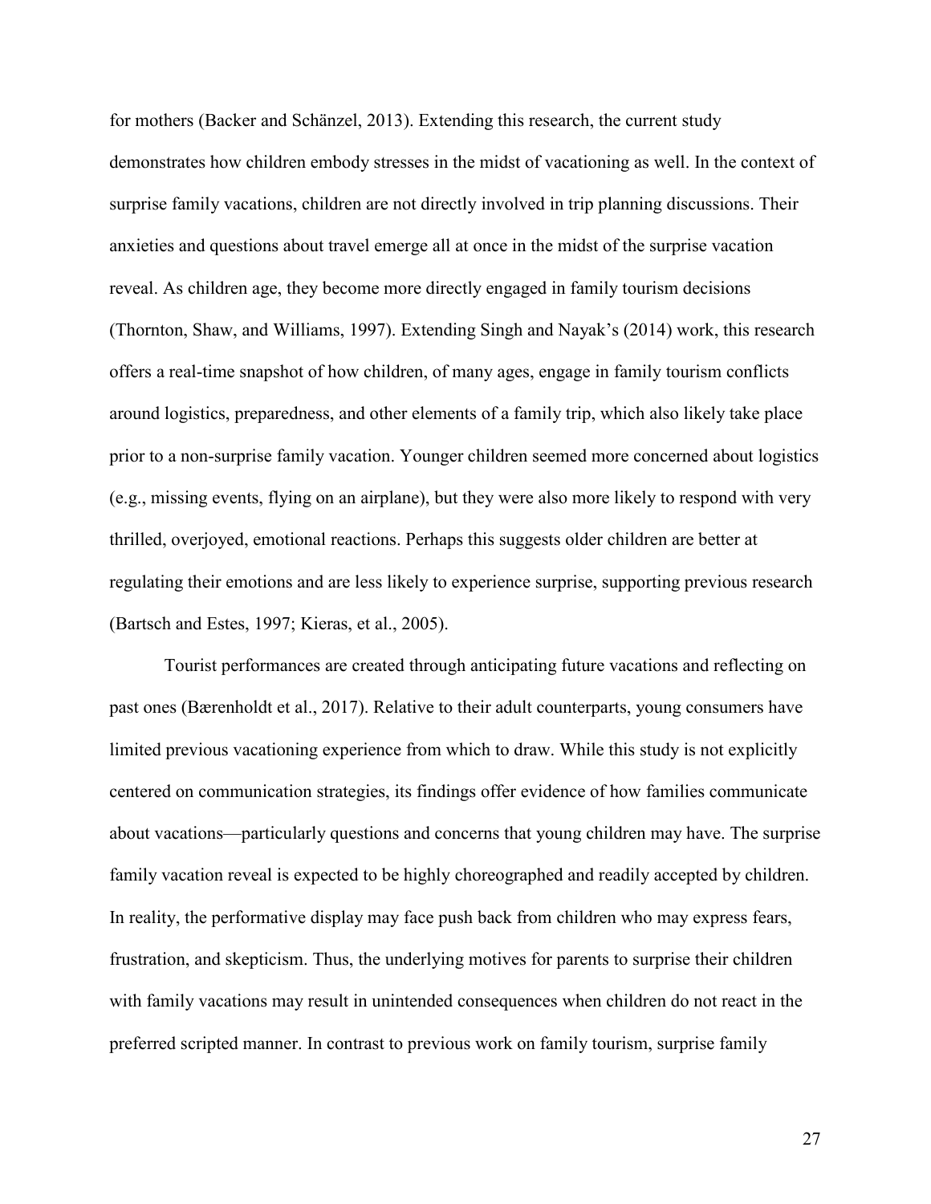for mothers (Backer and Schänzel, 2013). Extending this research, the current study demonstrates how children embody stresses in the midst of vacationing as well. In the context of surprise family vacations, children are not directly involved in trip planning discussions. Their anxieties and questions about travel emerge all at once in the midst of the surprise vacation reveal. As children age, they become more directly engaged in family tourism decisions (Thornton, Shaw, and Williams, 1997). Extending Singh and Nayak's (2014) work, this research offers a real-time snapshot of how children, of many ages, engage in family tourism conflicts around logistics, preparedness, and other elements of a family trip, which also likely take place prior to a non-surprise family vacation. Younger children seemed more concerned about logistics (e.g., missing events, flying on an airplane), but they were also more likely to respond with very thrilled, overjoyed, emotional reactions. Perhaps this suggests older children are better at regulating their emotions and are less likely to experience surprise, supporting previous research (Bartsch and Estes, 1997; Kieras, et al., 2005).

Tourist performances are created through anticipating future vacations and reflecting on past ones (Bærenholdt et al., 2017). Relative to their adult counterparts, young consumers have limited previous vacationing experience from which to draw. While this study is not explicitly centered on communication strategies, its findings offer evidence of how families communicate about vacations—particularly questions and concerns that young children may have. The surprise family vacation reveal is expected to be highly choreographed and readily accepted by children. In reality, the performative display may face push back from children who may express fears, frustration, and skepticism. Thus, the underlying motives for parents to surprise their children with family vacations may result in unintended consequences when children do not react in the preferred scripted manner. In contrast to previous work on family tourism, surprise family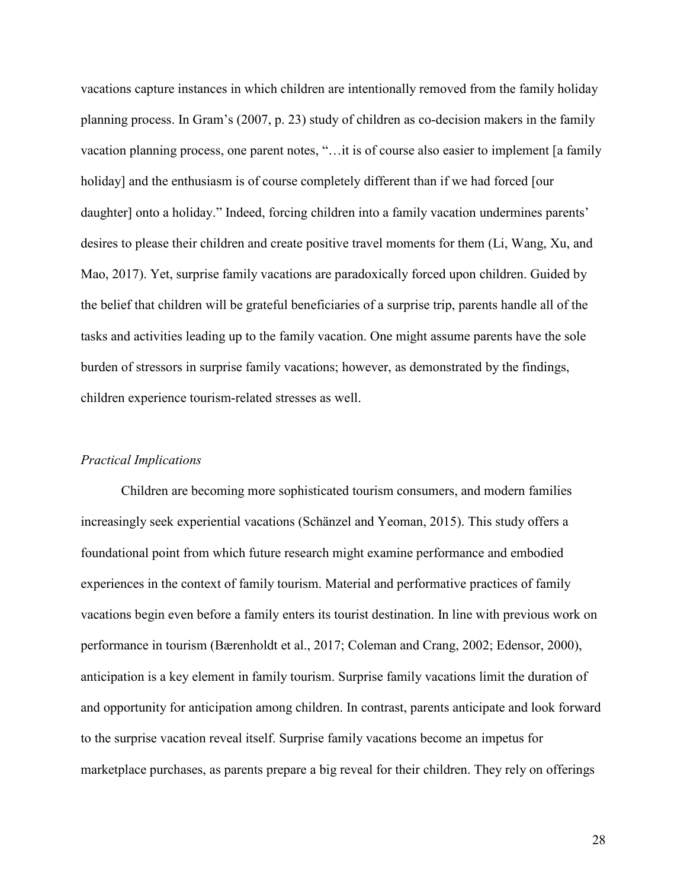vacations capture instances in which children are intentionally removed from the family holiday planning process. In Gram's (2007, p. 23) study of children as co-decision makers in the family vacation planning process, one parent notes, "…it is of course also easier to implement [a family holiday] and the enthusiasm is of course completely different than if we had forced [our daughter] onto a holiday." Indeed, forcing children into a family vacation undermines parents' desires to please their children and create positive travel moments for them (Li, Wang, Xu, and Mao, 2017). Yet, surprise family vacations are paradoxically forced upon children. Guided by the belief that children will be grateful beneficiaries of a surprise trip, parents handle all of the tasks and activities leading up to the family vacation. One might assume parents have the sole burden of stressors in surprise family vacations; however, as demonstrated by the findings, children experience tourism-related stresses as well.

### *Practical Implications*

Children are becoming more sophisticated tourism consumers, and modern families increasingly seek experiential vacations (Schänzel and Yeoman, 2015). This study offers a foundational point from which future research might examine performance and embodied experiences in the context of family tourism. Material and performative practices of family vacations begin even before a family enters its tourist destination. In line with previous work on performance in tourism (Bærenholdt et al., 2017; Coleman and Crang, 2002; Edensor, 2000), anticipation is a key element in family tourism. Surprise family vacations limit the duration of and opportunity for anticipation among children. In contrast, parents anticipate and look forward to the surprise vacation reveal itself. Surprise family vacations become an impetus for marketplace purchases, as parents prepare a big reveal for their children. They rely on offerings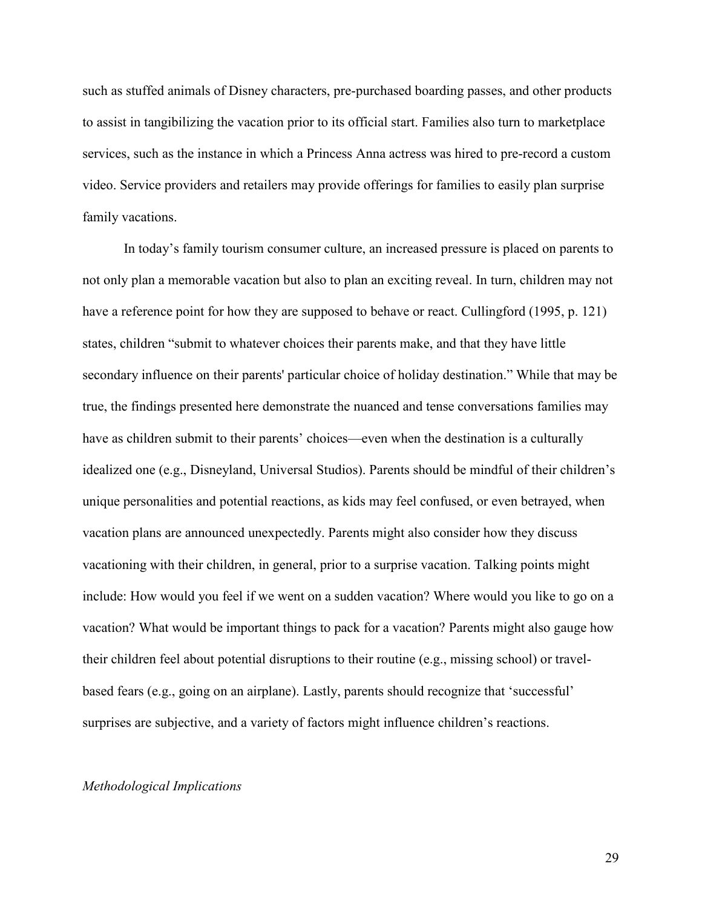such as stuffed animals of Disney characters, pre-purchased boarding passes, and other products to assist in tangibilizing the vacation prior to its official start. Families also turn to marketplace services, such as the instance in which a Princess Anna actress was hired to pre-record a custom video. Service providers and retailers may provide offerings for families to easily plan surprise family vacations.

In today's family tourism consumer culture, an increased pressure is placed on parents to not only plan a memorable vacation but also to plan an exciting reveal. In turn, children may not have a reference point for how they are supposed to behave or react. Cullingford (1995, p. 121) states, children "submit to whatever choices their parents make, and that they have little secondary influence on their parents' particular choice of holiday destination." While that may be true, the findings presented here demonstrate the nuanced and tense conversations families may have as children submit to their parents' choices—even when the destination is a culturally idealized one (e.g., Disneyland, Universal Studios). Parents should be mindful of their children's unique personalities and potential reactions, as kids may feel confused, or even betrayed, when vacation plans are announced unexpectedly. Parents might also consider how they discuss vacationing with their children, in general, prior to a surprise vacation. Talking points might include: How would you feel if we went on a sudden vacation? Where would you like to go on a vacation? What would be important things to pack for a vacation? Parents might also gauge how their children feel about potential disruptions to their routine (e.g., missing school) or travel-based fears (e.g., going on an airplane). Lastly, parents should recognize that 'successful' surprises are subjective, and a variety of factors might influence children's reactions.

*Methodological Implications*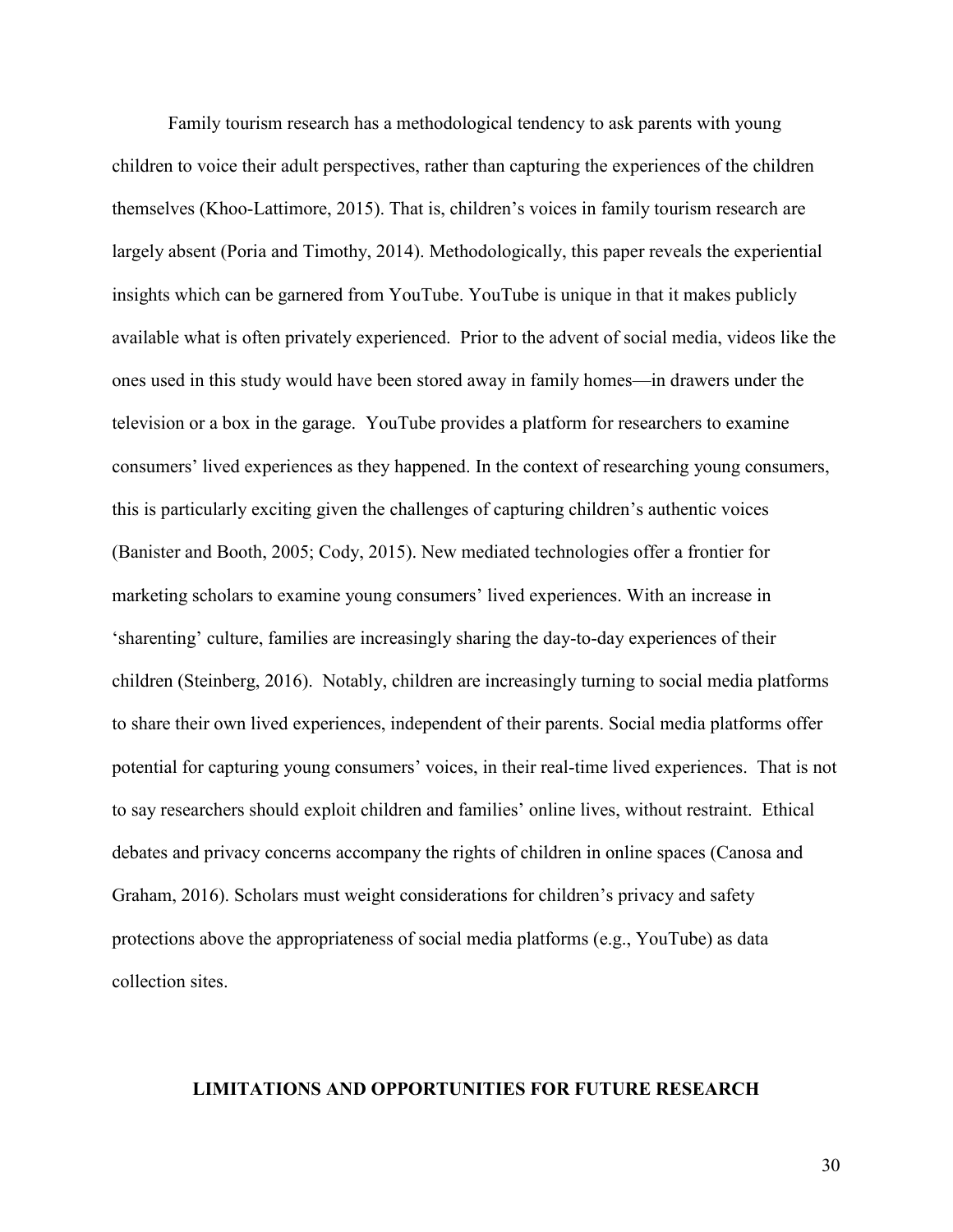Family tourism research has a methodological tendency to ask parents with young children to voice their adult perspectives, rather than capturing the experiences of the children themselves (Khoo-Lattimore, 2015). That is, children's voices in family tourism research are largely absent (Poria and Timothy, 2014). Methodologically, this paper reveals the experiential insights which can be garnered from YouTube. YouTube is unique in that it makes publicly available what is often privately experienced. Prior to the advent of social media, videos like the ones used in this study would have been stored away in family homes—in drawers under the television or a box in the garage. YouTube provides a platform for researchers to examine consumers' lived experiences as they happened. In the context of researching young consumers, this is particularly exciting given the challenges of capturing children's authentic voices (Banister and Booth, 2005; Cody, 2015). New mediated technologies offer a frontier for marketing scholars to examine young consumers' lived experiences. With an increase in 'sharenting' culture, families are increasingly sharing the day-to-day experiences of their children (Steinberg, 2016). Notably, children are increasingly turning to social media platforms to share their own lived experiences, independent of their parents. Social media platforms offer potential for capturing young consumers' voices, in their real-time lived experiences. That is not to say researchers should exploit children and families' online lives, without restraint. Ethical debates and privacy concerns accompany the rights of children in online spaces (Canosa and Graham, 2016). Scholars must weight considerations for children's privacy and safety protections above the appropriateness of social media platforms (e.g., YouTube) as data collection sites.

## LIMITATIONS AND OPPORTUNITIES FOR FUTURE RESEARCH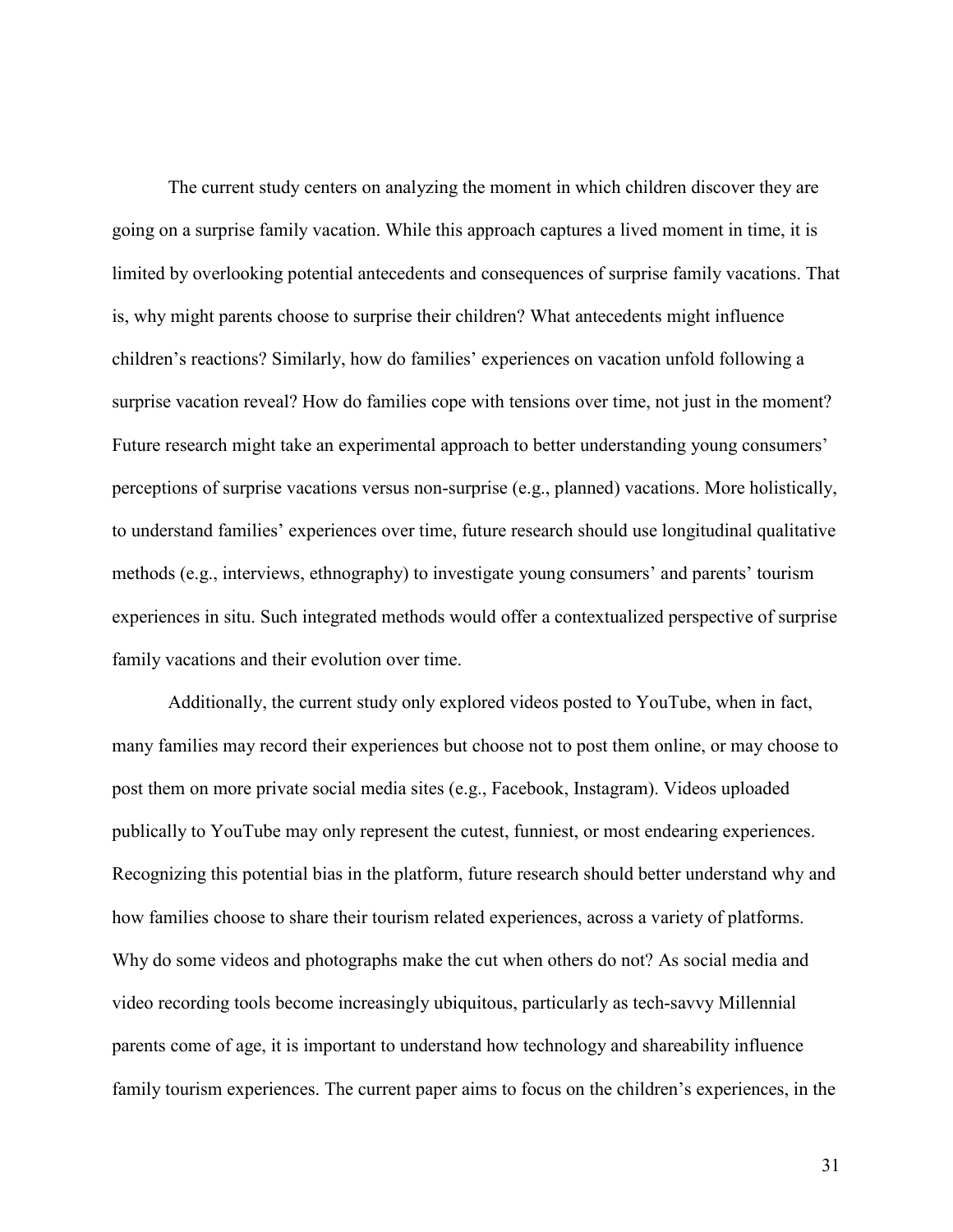The current study centers on analyzing the moment in which children discover they are going on a surprise family vacation. While this approach captures a lived moment in time, it is limited by overlooking potential antecedents and consequences of surprise family vacations. That is, why might parents choose to surprise their children? What antecedents might influence children's reactions? Similarly, how do families' experiences on vacation unfold following a surprise vacation reveal? How do families cope with tensions over time, not just in the moment? Future research might take an experimental approach to better understanding young consumers' perceptions of surprise vacations versus non-surprise (e.g., planned) vacations. More holistically, to understand families' experiences over time, future research should use longitudinal qualitative methods (e.g., interviews, ethnography) to investigate young consumers' and parents' tourism experiences in situ. Such integrated methods would offer a contextualized perspective of surprise family vacations and their evolution over time.

Additionally, the current study only explored videos posted to YouTube, when in fact, many families may record their experiences but choose not to post them online, or may choose to post them on more private social media sites (e.g., Facebook, Instagram). Videos uploaded publically to YouTube may only represent the cutest, funniest, or most endearing experiences. Recognizing this potential bias in the platform, future research should better understand why and how families choose to share their tourism related experiences, across a variety of platforms. Why do some videos and photographs make the cut when others do not? As social media and video recording tools become increasingly ubiquitous, particularly as tech-savvy Millennial parents come of age, it is important to understand how technology and shareability influence family tourism experiences. The current paper aims to focus on the children's experiences, in the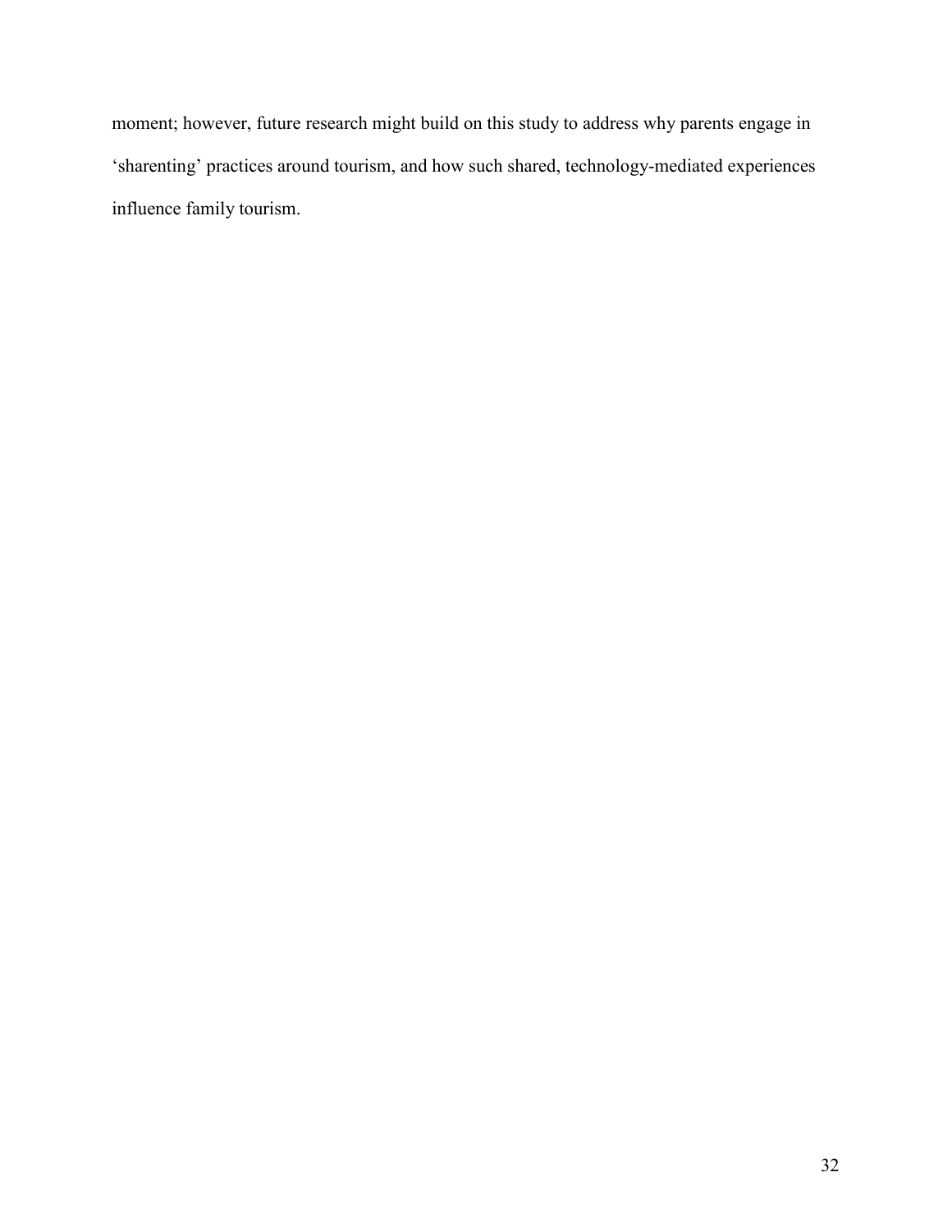moment; however, future research might build on this study to address why parents engage in 'sharenting' practices around tourism, and how such shared, technology-mediated experiences influence family tourism.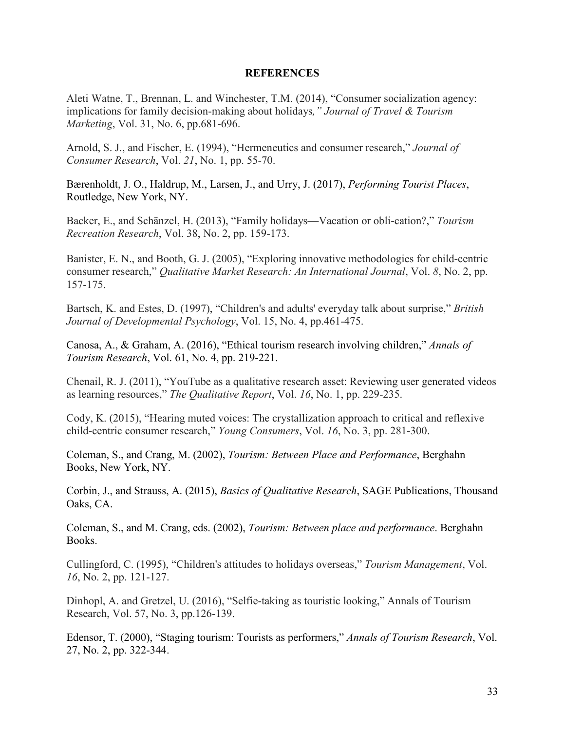## REFERENCES

Aleti Watne, T., Brennan, L. and Winchester, T.M. (2014), "Consumer socialization agency: implications for family decision-making about holidays*," Journal of Travel & Tourism Marketing*, Vol. 31, No. 6, pp.681-696.

Arnold, S. J., and Fischer, E. (1994), "Hermeneutics and consumer research," *Journal of Consumer Research*, Vol. *21*, No. 1, pp. 55-70.

Bærenholdt, J. O., Haldrup, M., Larsen, J., and Urry, J. (2017), *Performing Tourist Places*, Routledge, New York, NY.

Backer, E., and Schänzel, H. (2013), "Family holidays—Vacation or obli-cation?," *Tourism Recreation Research*, Vol. 38, No. 2, pp. 159-173.

Banister, E. N., and Booth, G. J. (2005), "Exploring innovative methodologies for child-centric consumer research," *Qualitative Market Research: An International Journal*, Vol. *8*, No. 2, pp. 157-175.

Bartsch, K. and Estes, D. (1997), "Children's and adults' everyday talk about surprise," *British Journal of Developmental Psychology*, Vol. 15, No. 4, pp.461-475.

Canosa, A., & Graham, A. (2016), "Ethical tourism research involving children," *Annals of Tourism Research*, Vol. 61, No. 4, pp. 219-221.

Chenail, R. J. (2011), "YouTube as a qualitative research asset: Reviewing user generated videos as learning resources," *The Qualitative Report*, Vol. *16*, No. 1, pp. 229-235.

Cody, K. (2015), "Hearing muted voices: The crystallization approach to critical and reflexive child-centric consumer research," *Young Consumers*, Vol. *16*, No. 3, pp. 281-300.

Coleman, S., and Crang, M. (2002), *Tourism: Between Place and Performance*, Berghahn Books, New York, NY.

Corbin, J., and Strauss, A. (2015), *Basics of Qualitative Research*, SAGE Publications, Thousand Oaks, CA.

Coleman, S., and M. Crang, eds. (2002), *Tourism: Between place and performance*. Berghahn Books.

Cullingford, C. (1995), "Children's attitudes to holidays overseas," *Tourism Management*, Vol. *16*, No. 2, pp. 121-127.

Dinhopl, A. and Gretzel, U. (2016), "Selfie-taking as touristic looking," Annals of Tourism Research, Vol. 57, No. 3, pp.126-139.

Edensor, T. (2000), "Staging tourism: Tourists as performers," *Annals of Tourism Research*, Vol. 27, No. 2, pp. 322-344.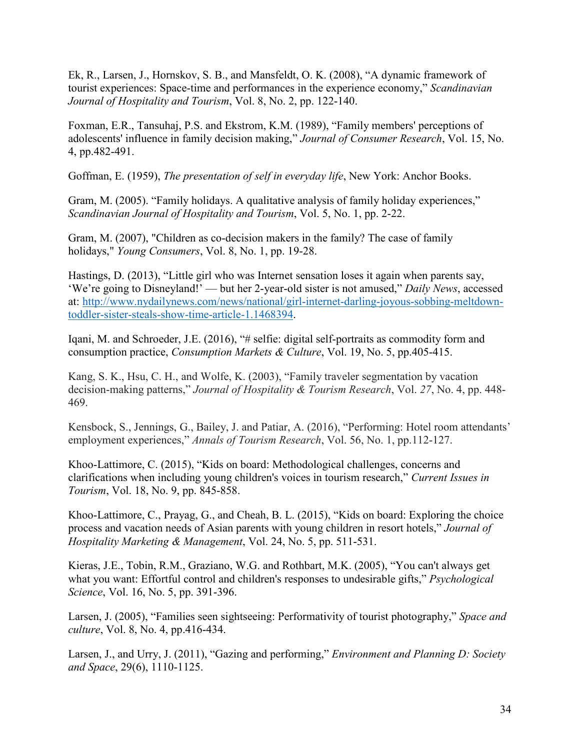Ek, R., Larsen, J., Hornskov, S. B., and Mansfeldt, O. K. (2008), "A dynamic framework of tourist experiences: Space-time and performances in the experience economy," *Scandinavian Journal of Hospitality and Tourism*, Vol. 8, No. 2, pp. 122-140.

Foxman, E.R., Tansuhaj, P.S. and Ekstrom, K.M. (1989), "Family members' perceptions of adolescents' influence in family decision making," *Journal of Consumer Research*, Vol. 15, No. 4, pp.482-491.

Goffman, E. (1959), *The presentation of self in everyday life*, New York: Anchor Books.

Gram, M. (2005). "Family holidays. A qualitative analysis of family holiday experiences," *Scandinavian Journal of Hospitality and Tourism*, Vol. 5, No. 1, pp. 2-22.

Gram, M. (2007), "Children as co-decision makers in the family? The case of family holidays," *Young Consumers*, Vol. 8, No. 1, pp. 19-28.

Hastings, D. (2013), "Little girl who was Internet sensation loses it again when parents say, 'We're going to Disneyland!' — but her 2-year-old sister is not amused," *Daily News*, accessed at: http://www.nydailynews.com/news/national/girl-internet-darling-joyous-sobbing-meltdown-toddler-sister-steals-show-time-article-1.1468394.

Iqani, M. and Schroeder, J.E. (2016), "# selfie: digital self-portraits as commodity form and consumption practice, *Consumption Markets & Culture*, Vol. 19, No. 5, pp.405-415.

Kang, S. K., Hsu, C. H., and Wolfe, K. (2003), "Family traveler segmentation by vacation decision-making patterns," *Journal of Hospitality & Tourism Research*, Vol. *27*, No. 4, pp. 448-469.

Kensbock, S., Jennings, G., Bailey, J. and Patiar, A. (2016), "Performing: Hotel room attendants' employment experiences," *Annals of Tourism Research*, Vol. 56, No. 1, pp.112-127.

Khoo-Lattimore, C. (2015), "Kids on board: Methodological challenges, concerns and clarifications when including young children's voices in tourism research," *Current Issues in Tourism*, Vol. 18, No. 9, pp. 845-858.

Khoo-Lattimore, C., Prayag, G., and Cheah, B. L. (2015), "Kids on board: Exploring the choice process and vacation needs of Asian parents with young children in resort hotels," *Journal of Hospitality Marketing & Management*, Vol. 24, No. 5, pp. 511-531.

Kieras, J.E., Tobin, R.M., Graziano, W.G. and Rothbart, M.K. (2005), "You can't always get what you want: Effortful control and children's responses to undesirable gifts," *Psychological Science*, Vol. 16, No. 5, pp. 391-396.

Larsen, J. (2005), "Families seen sightseeing: Performativity of tourist photography," *Space and culture*, Vol. 8, No. 4, pp.416-434.

Larsen, J., and Urry, J. (2011), "Gazing and performing," *Environment and Planning D: Society and Space*, 29(6), 1110-1125.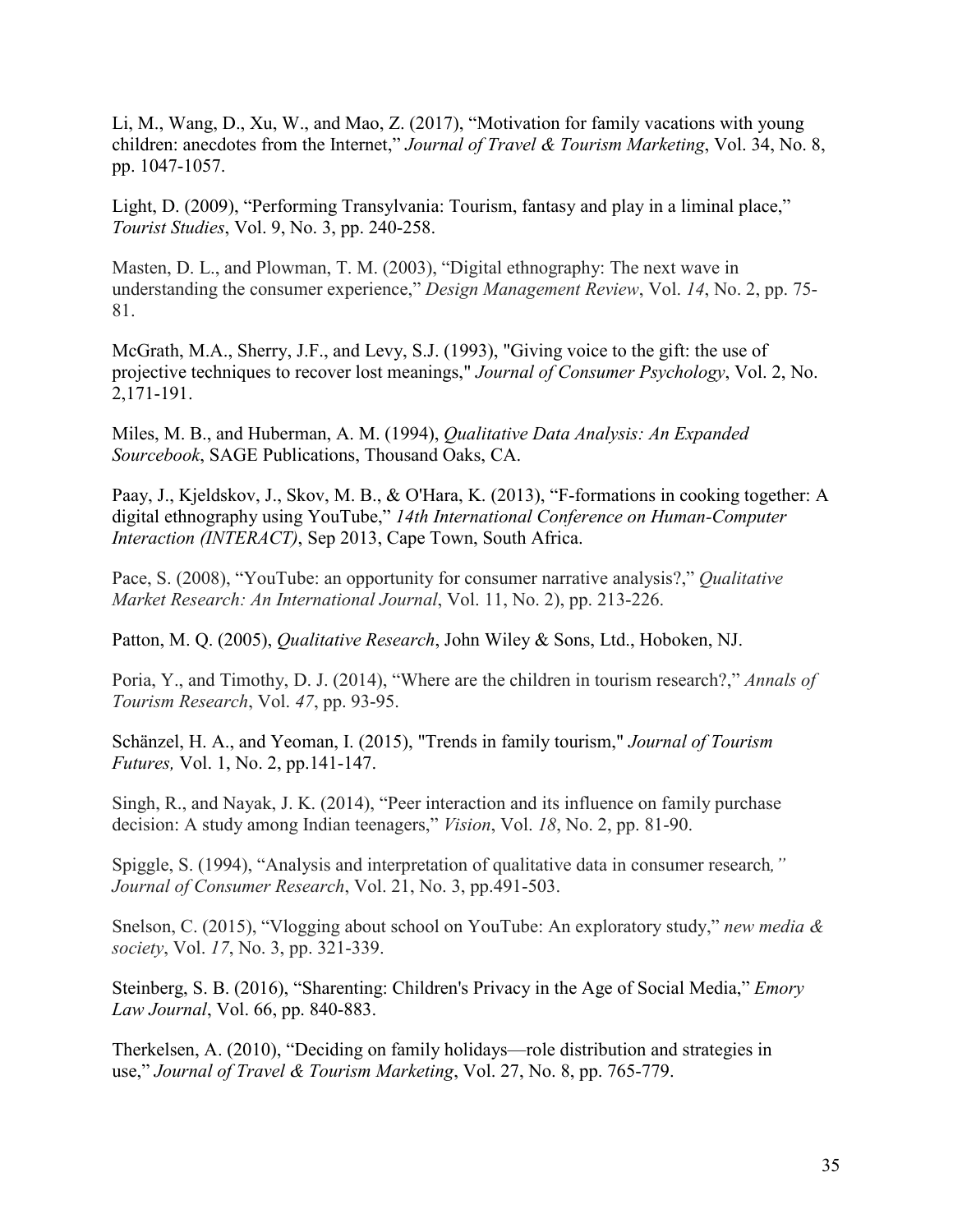Li, M., Wang, D., Xu, W., and Mao, Z. (2017), "Motivation for family vacations with young children: anecdotes from the Internet," *Journal of Travel & Tourism Marketing*, Vol. 34, No. 8, pp. 1047-1057.

Light, D. (2009), "Performing Transylvania: Tourism, fantasy and play in a liminal place," *Tourist Studies*, Vol. 9, No. 3, pp. 240-258.

Masten, D. L., and Plowman, T. M. (2003), "Digital ethnography: The next wave in understanding the consumer experience," *Design Management Review*, Vol. *14*, No. 2, pp. 75-81.

McGrath, M.A., Sherry, J.F., and Levy, S.J. (1993), "Giving voice to the gift: the use of projective techniques to recover lost meanings," *Journal of Consumer Psychology*, Vol. 2, No. 2,171-191.

Miles, M. B., and Huberman, A. M. (1994), *Qualitative Data Analysis: An Expanded Sourcebook*, SAGE Publications, Thousand Oaks, CA.

Paay, J., Kjeldskov, J., Skov, M. B., & O'Hara, K. (2013), "F-formations in cooking together: A digital ethnography using YouTube," *14th International Conference on Human-Computer Interaction (INTERACT)*, Sep 2013, Cape Town, South Africa.

Pace, S. (2008), "YouTube: an opportunity for consumer narrative analysis?," *Qualitative Market Research: An International Journal*, Vol. 11, No. 2), pp. 213-226.

Patton, M. Q. (2005), *Qualitative Research*, John Wiley & Sons, Ltd., Hoboken, NJ.

Poria, Y., and Timothy, D. J. (2014), "Where are the children in tourism research?," *Annals of Tourism Research*, Vol. *47*, pp. 93-95.

Schänzel, H. A., and Yeoman, I. (2015), "Trends in family tourism," *Journal of Tourism Futures,* Vol. 1, No. 2, pp.141-147.

Singh, R., and Nayak, J. K. (2014), "Peer interaction and its influence on family purchase decision: A study among Indian teenagers," *Vision*, Vol. *18*, No. 2, pp. 81-90.

Spiggle, S. (1994), "Analysis and interpretation of qualitative data in consumer research*,"* *Journal of Consumer Research*, Vol. 21, No. 3, pp.491-503.

Snelson, C. (2015), "Vlogging about school on YouTube: An exploratory study," *new media & society*, Vol. *17*, No. 3, pp. 321-339.

Steinberg, S. B. (2016), "Sharenting: Children's Privacy in the Age of Social Media," *Emory Law Journal*, Vol. 66, pp. 840-883.

Therkelsen, A. (2010), "Deciding on family holidays—role distribution and strategies in use," *Journal of Travel & Tourism Marketing*, Vol. 27, No. 8, pp. 765-779.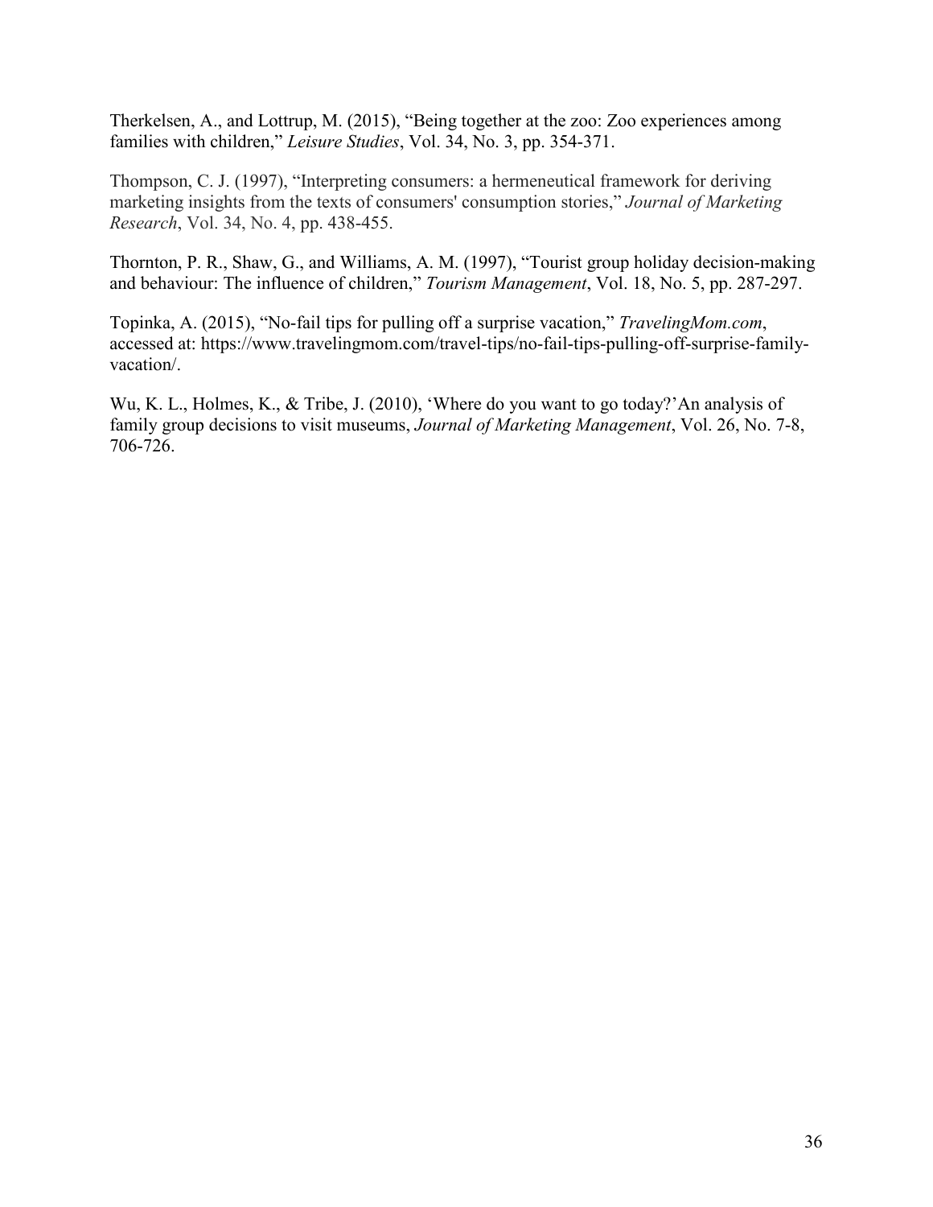Therkelsen, A., and Lottrup, M. (2015), “Being together at the zoo: Zoo experiences among families with children,” *Leisure Studies*, Vol. 34, No. 3, pp. 354-371.

Thompson, C. J. (1997), “Interpreting consumers: a hermeneutical framework for deriving marketing insights from the texts of consumers' consumption stories,” *Journal of Marketing Research*, Vol. 34, No. 4, pp. 438-455.

Thornton, P. R., Shaw, G., and Williams, A. M. (1997), “Tourist group holiday decision-making and behaviour: The influence of children,” *Tourism Management*, Vol. 18, No. 5, pp. 287-297.

Topinka, A. (2015), “No-fail tips for pulling off a surprise vacation,” *TravelingMom.com*, accessed at: https://www.travelingmom.com/travel-tips/no-fail-tips-pulling-off-surprise-family-vacation/.

Wu, K. L., Holmes, K., & Tribe, J. (2010), ‘Where do you want to go today?’An analysis of family group decisions to visit museums, *Journal of Marketing Management*, Vol. 26, No. 7-8, 706-726.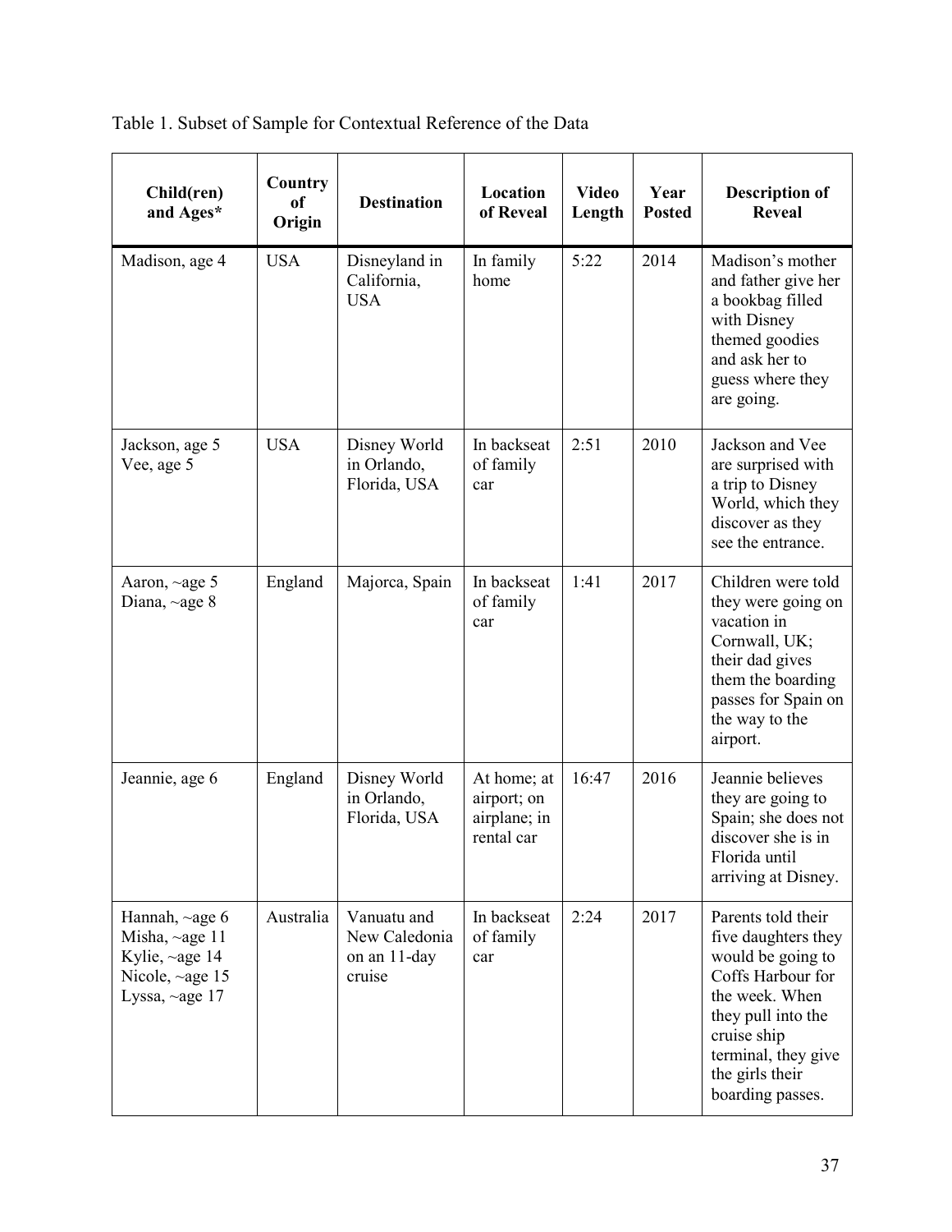Table 1. Subset of Sample for Contextual Reference of the Data

| Child(ren) and Ages* | Country of Origin | Destination | Location of Reveal | Video Length | Year Posted | Description of Reveal |
|---|---|---|---|---|---|---|
| Madison, age 4 | USA | Disneyland in California, USA | In family home | 5:22 | 2014 | Madison's mother and father give her a bookbag filled with Disney themed goodies and ask her to guess where they are going. |
| Jackson, age 5<br>Vee, age 5 | USA | Disney World in Orlando, Florida, USA | In backseat of family car | 2:51 | 2010 | Jackson and Vee are surprised with a trip to Disney World, which they discover as they see the entrance. |
| Aaron, ~age 5<br>Diana, ~age 8 | England | Majorca, Spain | In backseat of family car | 1:41 | 2017 | Children were told they were going on vacation in Cornwall, UK; their dad gives them the boarding passes for Spain on the way to the airport. |
| Jeannie, age 6 | England | Disney World in Orlando, Florida, USA | At home; at airport; on airplane; in rental car | 16:47 | 2016 | Jeannie believes they are going to Spain; she does not discover she is in Florida until arriving at Disney. |
| Hannah, ~age 6<br>Misha, ~age 11<br>Kylie, ~age 14<br>Nicole, ~age 15<br>Lyssa, ~age 17 | Australia | Vanuatu and New Caledonia on an 11-day cruise | In backseat of family car | 2:24 | 2017 | Parents told their five daughters they would be going to Coffs Harbour for the week. When they pull into the cruise ship terminal, they give the girls their boarding passes. |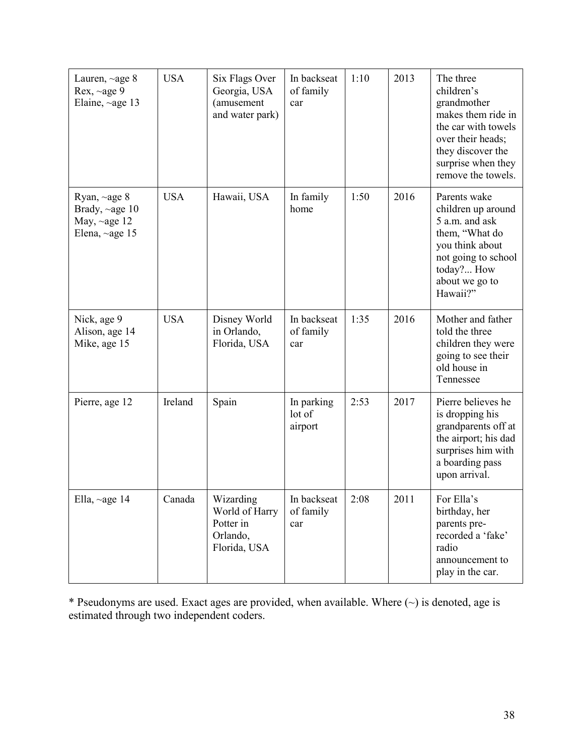| | | | | | | |
|---|---|---|---|---|---|---|
| Lauren, ~age 8<br>Rex, ~age 9<br>Elaine, ~age 13 | USA | Six Flags Over Georgia, USA (amusement and water park) | In backseat of family car | 1:10 | 2013 | The three children's grandmother makes them ride in the car with towels over their heads; they discover the surprise when they remove the towels. |
| Ryan, ~age 8<br>Brady, ~age 10<br>May, ~age 12<br>Elena, ~age 15 | USA | Hawaii, USA | In family home | 1:50 | 2016 | Parents wake children up around 5 a.m. and ask them, "What do you think about not going to school today?... How about we go to Hawaii?" |
| Nick, age 9<br>Alison, age 14<br>Mike, age 15 | USA | Disney World in Orlando, Florida, USA | In backseat of family car | 1:35 | 2016 | Mother and father told the three children they were going to see their old house in Tennessee |
| Pierre, age 12 | Ireland | Spain | In parking lot of airport | 2:53 | 2017 | Pierre believes he is dropping his grandparents off at the airport; his dad surprises him with a boarding pass upon arrival. |
| Ella, ~age 14 | Canada | Wizarding World of Harry Potter in Orlando, Florida, USA | In backseat of family car | 2:08 | 2011 | For Ella's birthday, her parents pre-recorded a 'fake' radio announcement to play in the car. |

* Pseudonyms are used. Exact ages are provided, when available. Where (~) is denoted, age is estimated through two independent coders.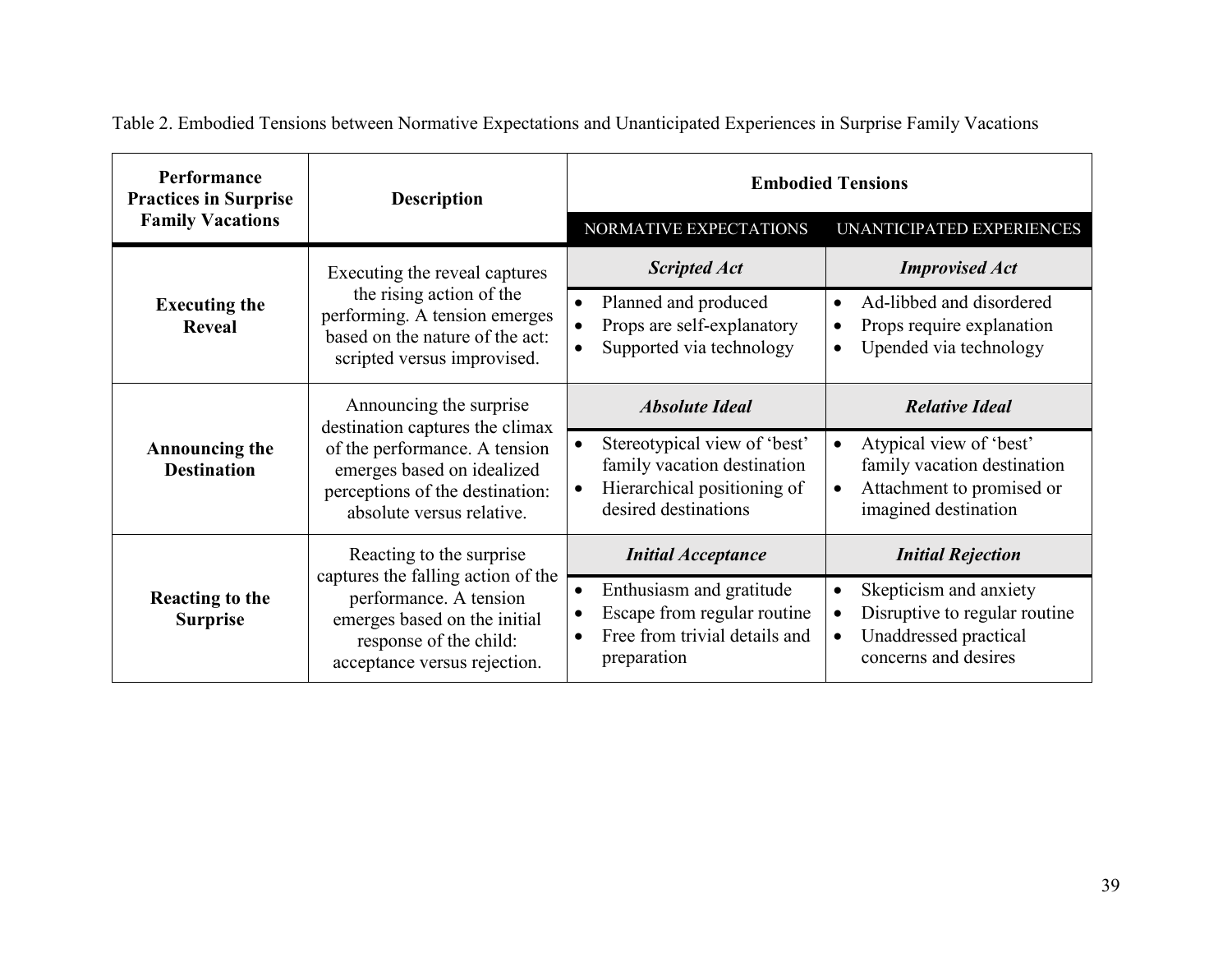Table 2. Embodied Tensions between Normative Expectations and Unanticipated Experiences in Surprise Family Vacations

| Performance Practices in Surprise Family Vacations | Description | Embodied Tensions | |
|---|---|---|---|
| | | NORMATIVE EXPECTATIONS | UNANTICIPATED EXPERIENCES |
| **Executing the Reveal** | Executing the reveal captures the rising action of the performing. A tension emerges based on the nature of the act: scripted versus improvised. | ***Scripted Act*** <br> • Planned and produced <br> • Props are self-explanatory <br> • Supported via technology | ***Improvised Act*** <br> • Ad-libbed and disordered <br> • Props require explanation <br> • Upended via technology |
| **Announcing the Destination** | Announcing the surprise destination captures the climax of the performance. A tension emerges based on idealized perceptions of the destination: absolute versus relative. | ***Absolute Ideal*** <br> • Stereotypical view of 'best' family vacation destination <br> • Hierarchical positioning of desired destinations | ***Relative Ideal*** <br> • Atypical view of 'best' family vacation destination <br> • Attachment to promised or imagined destination |
| **Reacting to the Surprise** | Reacting to the surprise captures the falling action of the performance. A tension emerges based on the initial response of the child: acceptance versus rejection. | ***Initial Acceptance*** <br> • Enthusiasm and gratitude <br> • Escape from regular routine <br> • Free from trivial details and preparation | ***Initial Rejection*** <br> • Skepticism and anxiety <br> • Disruptive to regular routine <br> • Unaddressed practical concerns and desires |